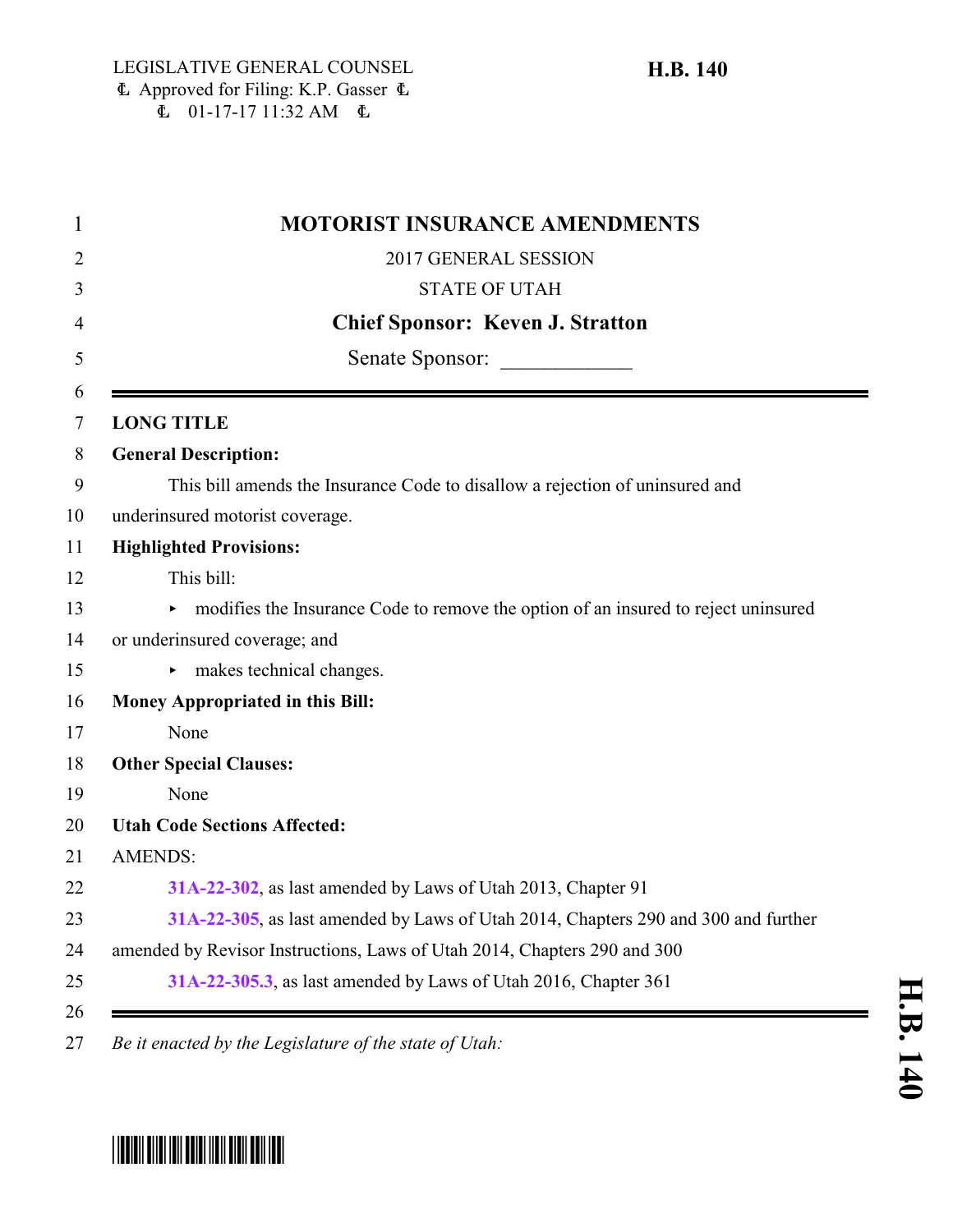LEGISLATIVE GENERAL COUNSEL
Ⓒ Approved for Filing: K.P. Gasser Ⓒ
Ⓒ 01-17-17 11:32 AM Ⓒ

**H.B. 140**

# MOTORIST INSURANCE AMENDMENTS

2017 GENERAL SESSION

STATE OF UTAH

**Chief Sponsor: Keven J. Stratton**

Senate Sponsor: ____________

---

**LONG TITLE**

**General Description:**

This bill amends the Insurance Code to disallow a rejection of uninsured and underinsured motorist coverage.

**Highlighted Provisions:**

This bill:

- modifies the Insurance Code to remove the option of an insured to reject uninsured or underinsured coverage; and
- makes technical changes.

**Money Appropriated in this Bill:**

None

**Other Special Clauses:**

None

**Utah Code Sections Affected:**

AMENDS:

**31A-22-302**, as last amended by Laws of Utah 2013, Chapter 91

**31A-22-305**, as last amended by Laws of Utah 2014, Chapters 290 and 300 and further amended by Revisor Instructions, Laws of Utah 2014, Chapters 290 and 300

**31A-22-305.3**, as last amended by Laws of Utah 2016, Chapter 361

---

*Be it enacted by the Legislature of the state of Utah:*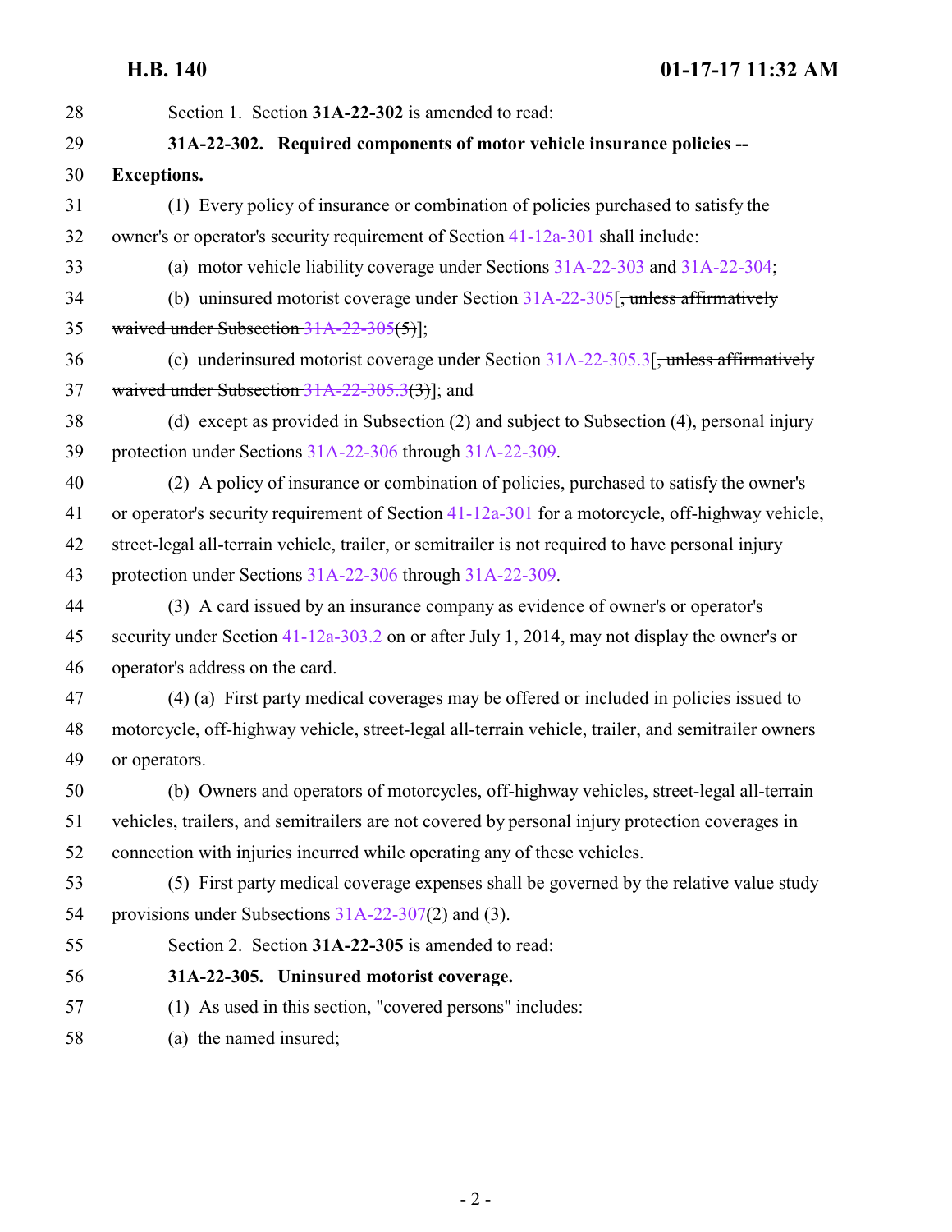28 Section 1. Section **31A-22-302** is amended to read:

29 **31A-22-302. Required components of motor vehicle insurance policies --**

30 **Exceptions.**

31 (1) Every policy of insurance or combination of policies purchased to satisfy the

32 owner's or operator's security requirement of Section 41-12a-301 shall include:

33 (a) motor vehicle liability coverage under Sections 31A-22-303 and 31A-22-304;

34 (b) uninsured motorist coverage under Section 31A-22-305[~~, unless affirmatively~~

35 ~~waived under Subsection 31A-22-305(5)~~];

36 (c) underinsured motorist coverage under Section 31A-22-305.3[~~, unless affirmatively~~

37 ~~waived under Subsection 31A-22-305.3(3)~~]; and

38 (d) except as provided in Subsection (2) and subject to Subsection (4), personal injury

39 protection under Sections 31A-22-306 through 31A-22-309.

40 (2) A policy of insurance or combination of policies, purchased to satisfy the owner's

41 or operator's security requirement of Section 41-12a-301 for a motorcycle, off-highway vehicle,

42 street-legal all-terrain vehicle, trailer, or semitrailer is not required to have personal injury

43 protection under Sections 31A-22-306 through 31A-22-309.

44 (3) A card issued by an insurance company as evidence of owner's or operator's

45 security under Section 41-12a-303.2 on or after July 1, 2014, may not display the owner's or

46 operator's address on the card.

47 (4) (a) First party medical coverages may be offered or included in policies issued to

48 motorcycle, off-highway vehicle, street-legal all-terrain vehicle, trailer, and semitrailer owners

49 or operators.

50 (b) Owners and operators of motorcycles, off-highway vehicles, street-legal all-terrain

51 vehicles, trailers, and semitrailers are not covered by personal injury protection coverages in

52 connection with injuries incurred while operating any of these vehicles.

53 (5) First party medical coverage expenses shall be governed by the relative value study

54 provisions under Subsections 31A-22-307(2) and (3).

55 Section 2. Section **31A-22-305** is amended to read:

56 **31A-22-305. Uninsured motorist coverage.**

57 (1) As used in this section, "covered persons" includes:

58 (a) the named insured;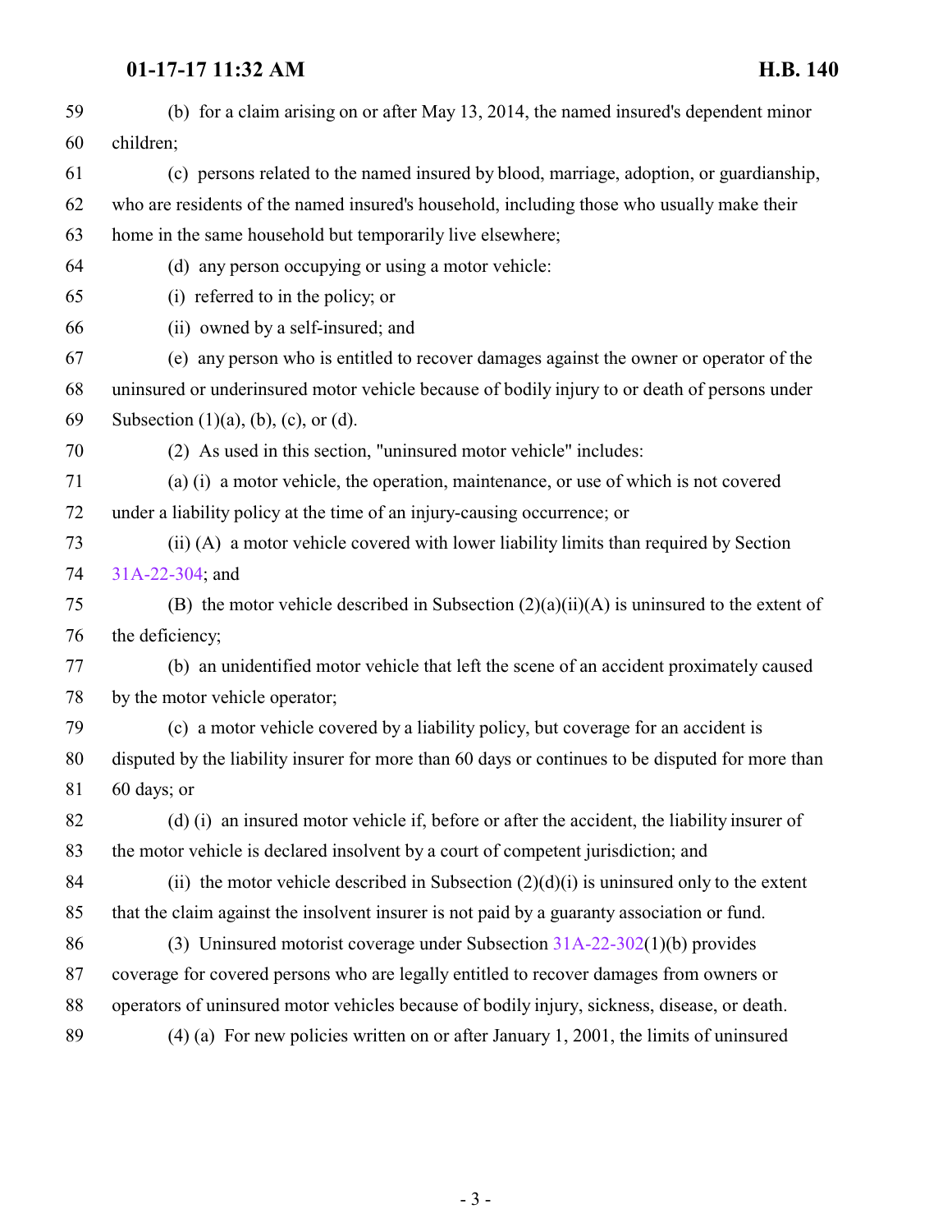(b) for a claim arising on or after May 13, 2014, the named insured's dependent minor children;

(c) persons related to the named insured by blood, marriage, adoption, or guardianship, who are residents of the named insured's household, including those who usually make their home in the same household but temporarily live elsewhere;

(d) any person occupying or using a motor vehicle:

(i) referred to in the policy; or

(ii) owned by a self-insured; and

(e) any person who is entitled to recover damages against the owner or operator of the uninsured or underinsured motor vehicle because of bodily injury to or death of persons under Subsection (1)(a), (b), (c), or (d).

(2) As used in this section, "uninsured motor vehicle" includes:

(a) (i) a motor vehicle, the operation, maintenance, or use of which is not covered under a liability policy at the time of an injury-causing occurrence; or

(ii) (A) a motor vehicle covered with lower liability limits than required by Section 31A-22-304; and

(B) the motor vehicle described in Subsection (2)(a)(ii)(A) is uninsured to the extent of the deficiency;

(b) an unidentified motor vehicle that left the scene of an accident proximately caused by the motor vehicle operator;

(c) a motor vehicle covered by a liability policy, but coverage for an accident is disputed by the liability insurer for more than 60 days or continues to be disputed for more than 60 days; or

(d) (i) an insured motor vehicle if, before or after the accident, the liability insurer of the motor vehicle is declared insolvent by a court of competent jurisdiction; and

(ii) the motor vehicle described in Subsection (2)(d)(i) is uninsured only to the extent that the claim against the insolvent insurer is not paid by a guaranty association or fund.

(3) Uninsured motorist coverage under Subsection 31A-22-302(1)(b) provides coverage for covered persons who are legally entitled to recover damages from owners or operators of uninsured motor vehicles because of bodily injury, sickness, disease, or death.

(4) (a) For new policies written on or after January 1, 2001, the limits of uninsured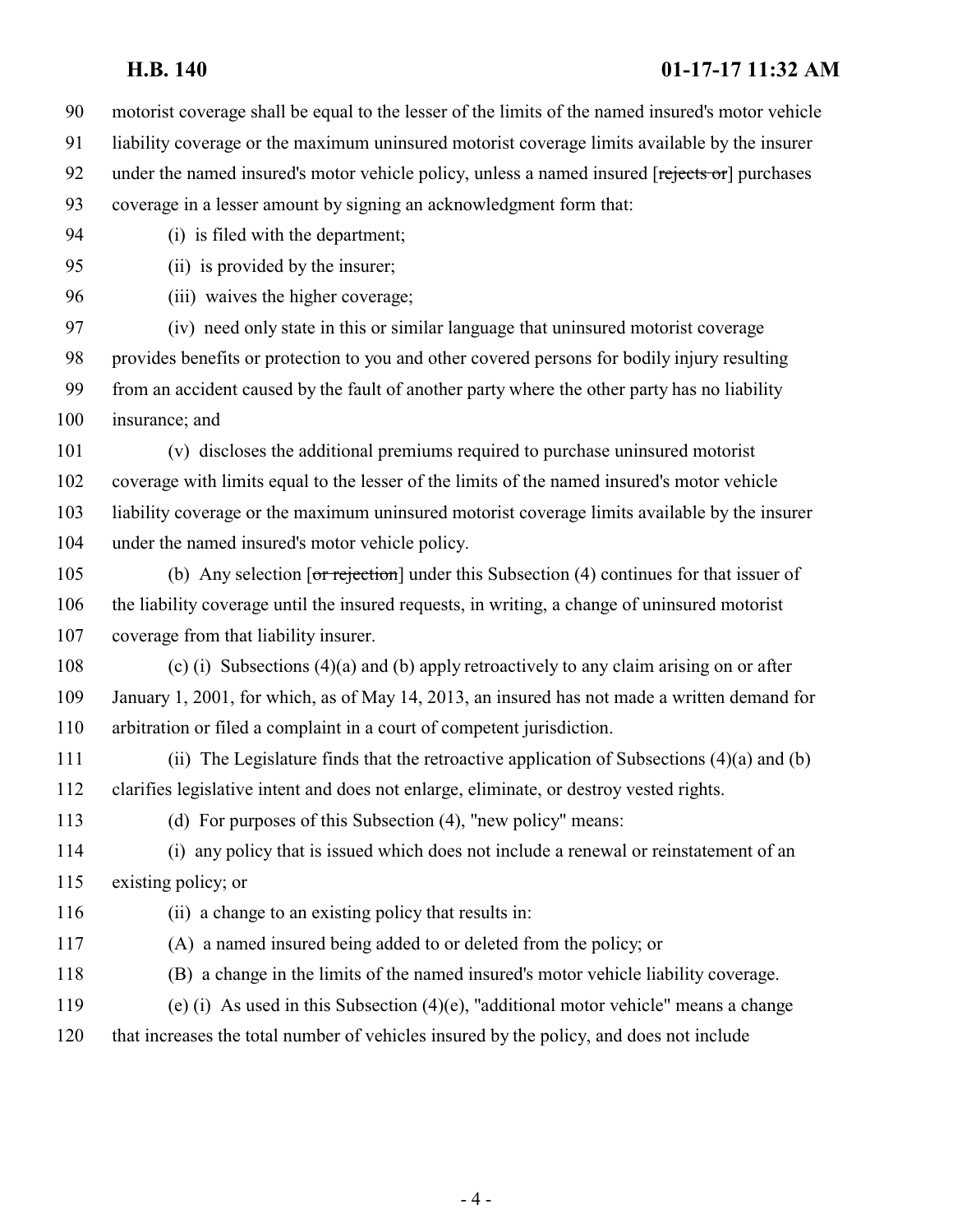motorist coverage shall be equal to the lesser of the limits of the named insured's motor vehicle liability coverage or the maximum uninsured motorist coverage limits available by the insurer under the named insured's motor vehicle policy, unless a named insured [~~rejects or~~] purchases coverage in a lesser amount by signing an acknowledgment form that:

(i) is filed with the department;

(ii) is provided by the insurer;

(iii) waives the higher coverage;

(iv) need only state in this or similar language that uninsured motorist coverage provides benefits or protection to you and other covered persons for bodily injury resulting from an accident caused by the fault of another party where the other party has no liability insurance; and

(v) discloses the additional premiums required to purchase uninsured motorist coverage with limits equal to the lesser of the limits of the named insured's motor vehicle liability coverage or the maximum uninsured motorist coverage limits available by the insurer under the named insured's motor vehicle policy.

(b) Any selection [~~or rejection~~] under this Subsection (4) continues for that issuer of the liability coverage until the insured requests, in writing, a change of uninsured motorist coverage from that liability insurer.

(c) (i) Subsections (4)(a) and (b) apply retroactively to any claim arising on or after January 1, 2001, for which, as of May 14, 2013, an insured has not made a written demand for arbitration or filed a complaint in a court of competent jurisdiction.

(ii) The Legislature finds that the retroactive application of Subsections (4)(a) and (b) clarifies legislative intent and does not enlarge, eliminate, or destroy vested rights.

(d) For purposes of this Subsection (4), "new policy" means:

(i) any policy that is issued which does not include a renewal or reinstatement of an existing policy; or

(ii) a change to an existing policy that results in:

(A) a named insured being added to or deleted from the policy; or

(B) a change in the limits of the named insured's motor vehicle liability coverage.

(e) (i) As used in this Subsection (4)(e), "additional motor vehicle" means a change that increases the total number of vehicles insured by the policy, and does not include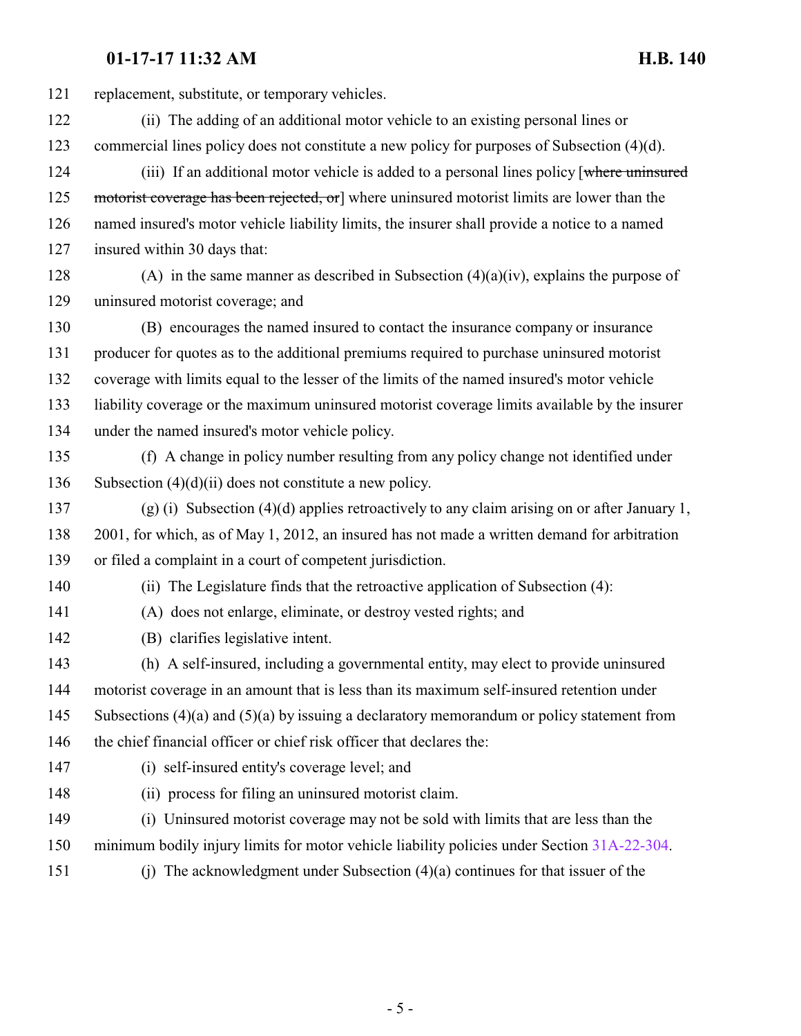replacement, substitute, or temporary vehicles.

(ii) The adding of an additional motor vehicle to an existing personal lines or commercial lines policy does not constitute a new policy for purposes of Subsection (4)(d).

(iii) If an additional motor vehicle is added to a personal lines policy [~~where uninsured motorist coverage has been rejected, or~~] where uninsured motorist limits are lower than the named insured's motor vehicle liability limits, the insurer shall provide a notice to a named insured within 30 days that:

(A) in the same manner as described in Subsection (4)(a)(iv), explains the purpose of uninsured motorist coverage; and

(B) encourages the named insured to contact the insurance company or insurance producer for quotes as to the additional premiums required to purchase uninsured motorist coverage with limits equal to the lesser of the limits of the named insured's motor vehicle liability coverage or the maximum uninsured motorist coverage limits available by the insurer under the named insured's motor vehicle policy.

(f) A change in policy number resulting from any policy change not identified under Subsection (4)(d)(ii) does not constitute a new policy.

(g) (i) Subsection (4)(d) applies retroactively to any claim arising on or after January 1, 2001, for which, as of May 1, 2012, an insured has not made a written demand for arbitration or filed a complaint in a court of competent jurisdiction.

(ii) The Legislature finds that the retroactive application of Subsection (4):

(A) does not enlarge, eliminate, or destroy vested rights; and

(B) clarifies legislative intent.

(h) A self-insured, including a governmental entity, may elect to provide uninsured motorist coverage in an amount that is less than its maximum self-insured retention under Subsections (4)(a) and (5)(a) by issuing a declaratory memorandum or policy statement from the chief financial officer or chief risk officer that declares the:

(i) self-insured entity's coverage level; and

(ii) process for filing an uninsured motorist claim.

(i) Uninsured motorist coverage may not be sold with limits that are less than the minimum bodily injury limits for motor vehicle liability policies under Section 31A-22-304.

(j) The acknowledgment under Subsection (4)(a) continues for that issuer of the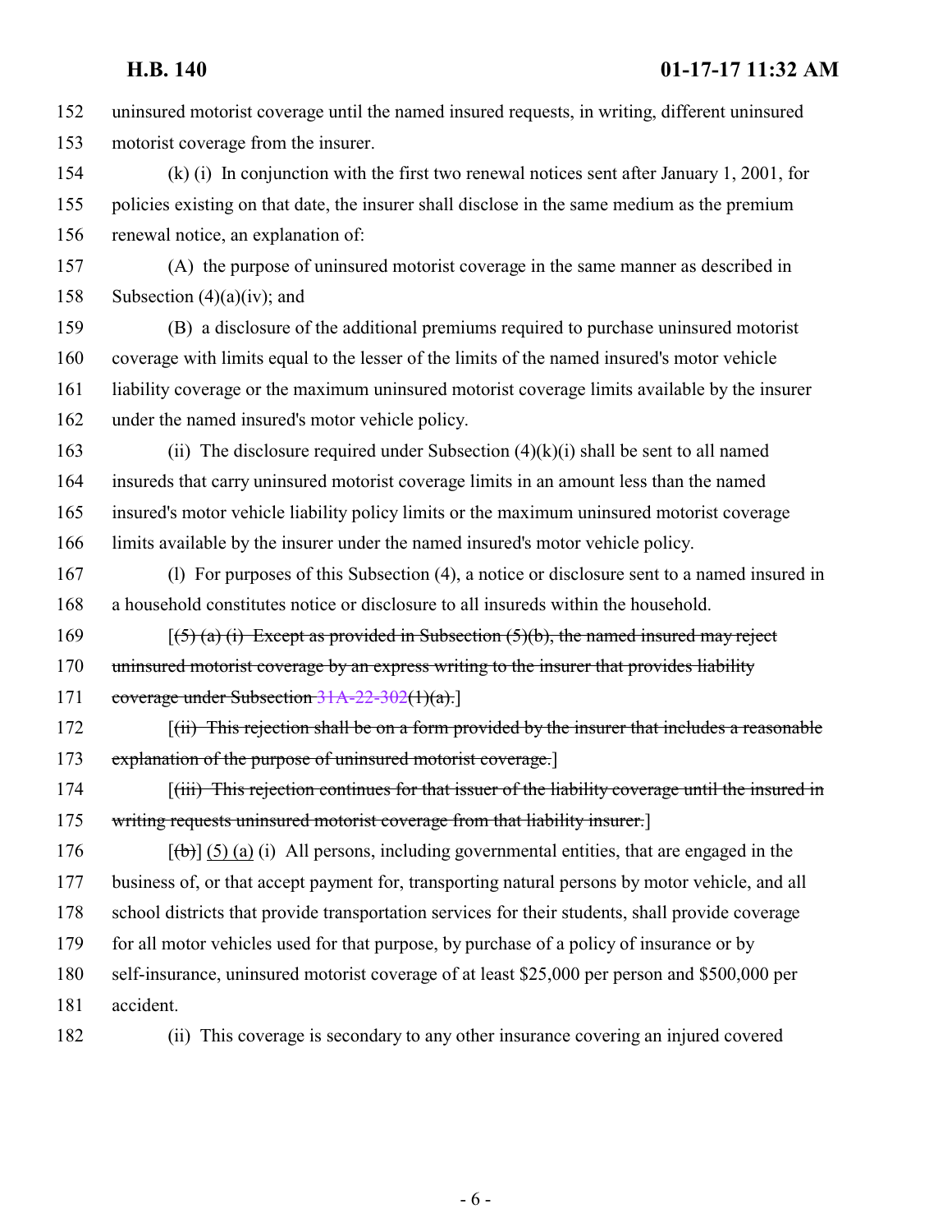uninsured motorist coverage until the named insured requests, in writing, different uninsured motorist coverage from the insurer.

(k) (i) In conjunction with the first two renewal notices sent after January 1, 2001, for policies existing on that date, the insurer shall disclose in the same medium as the premium renewal notice, an explanation of:

(A) the purpose of uninsured motorist coverage in the same manner as described in Subsection (4)(a)(iv); and

(B) a disclosure of the additional premiums required to purchase uninsured motorist coverage with limits equal to the lesser of the limits of the named insured's motor vehicle liability coverage or the maximum uninsured motorist coverage limits available by the insurer under the named insured's motor vehicle policy.

(ii) The disclosure required under Subsection (4)(k)(i) shall be sent to all named insureds that carry uninsured motorist coverage limits in an amount less than the named insured's motor vehicle liability policy limits or the maximum uninsured motorist coverage limits available by the insurer under the named insured's motor vehicle policy.

(l) For purposes of this Subsection (4), a notice or disclosure sent to a named insured in a household constitutes notice or disclosure to all insureds within the household.

[~~(5) (a) (i) Except as provided in Subsection (5)(b), the named insured may reject uninsured motorist coverage by an express writing to the insurer that provides liability coverage under Subsection 31A-22-302(1)(a).~~]

[~~(ii) This rejection shall be on a form provided by the insurer that includes a reasonable explanation of the purpose of uninsured motorist coverage.~~]

[~~(iii) This rejection continues for that issuer of the liability coverage until the insured in writing requests uninsured motorist coverage from that liability insurer.~~]

[~~(b)~~] <u>(5) (a)</u> (i) All persons, including governmental entities, that are engaged in the business of, or that accept payment for, transporting natural persons by motor vehicle, and all school districts that provide transportation services for their students, shall provide coverage for all motor vehicles used for that purpose, by purchase of a policy of insurance or by self-insurance, uninsured motorist coverage of at least $25,000 per person and $500,000 per accident.

(ii) This coverage is secondary to any other insurance covering an injured covered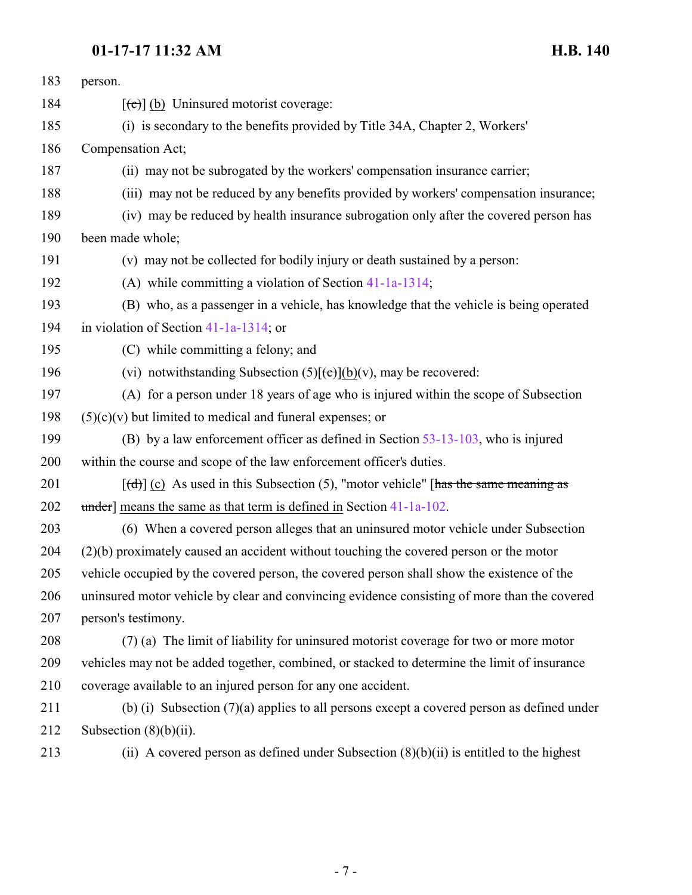183 person.

184 [(c)] (b) Uninsured motorist coverage:

185 (i) is secondary to the benefits provided by Title 34A, Chapter 2, Workers'

186 Compensation Act;

187 (ii) may not be subrogated by the workers' compensation insurance carrier;

188 (iii) may not be reduced by any benefits provided by workers' compensation insurance;

189 (iv) may be reduced by health insurance subrogation only after the covered person has

190 been made whole;

191 (v) may not be collected for bodily injury or death sustained by a person:

192 (A) while committing a violation of Section 41-1a-1314;

193 (B) who, as a passenger in a vehicle, has knowledge that the vehicle is being operated

194 in violation of Section 41-1a-1314; or

195 (C) while committing a felony; and

196 (vi) notwithstanding Subsection (5)[(c)](b)(v), may be recovered:

197 (A) for a person under 18 years of age who is injured within the scope of Subsection

198 (5)(c)(v) but limited to medical and funeral expenses; or

199 (B) by a law enforcement officer as defined in Section 53-13-103, who is injured

200 within the course and scope of the law enforcement officer's duties.

201 [(d)] (c) As used in this Subsection (5), "motor vehicle" [~~has the same meaning as~~

202 ~~under~~] means the same as that term is defined in Section 41-1a-102.

203 (6) When a covered person alleges that an uninsured motor vehicle under Subsection

204 (2)(b) proximately caused an accident without touching the covered person or the motor

205 vehicle occupied by the covered person, the covered person shall show the existence of the

206 uninsured motor vehicle by clear and convincing evidence consisting of more than the covered

207 person's testimony.

208 (7) (a) The limit of liability for uninsured motorist coverage for two or more motor

209 vehicles may not be added together, combined, or stacked to determine the limit of insurance

210 coverage available to an injured person for any one accident.

211 (b) (i) Subsection (7)(a) applies to all persons except a covered person as defined under

212 Subsection (8)(b)(ii).

213 (ii) A covered person as defined under Subsection (8)(b)(ii) is entitled to the highest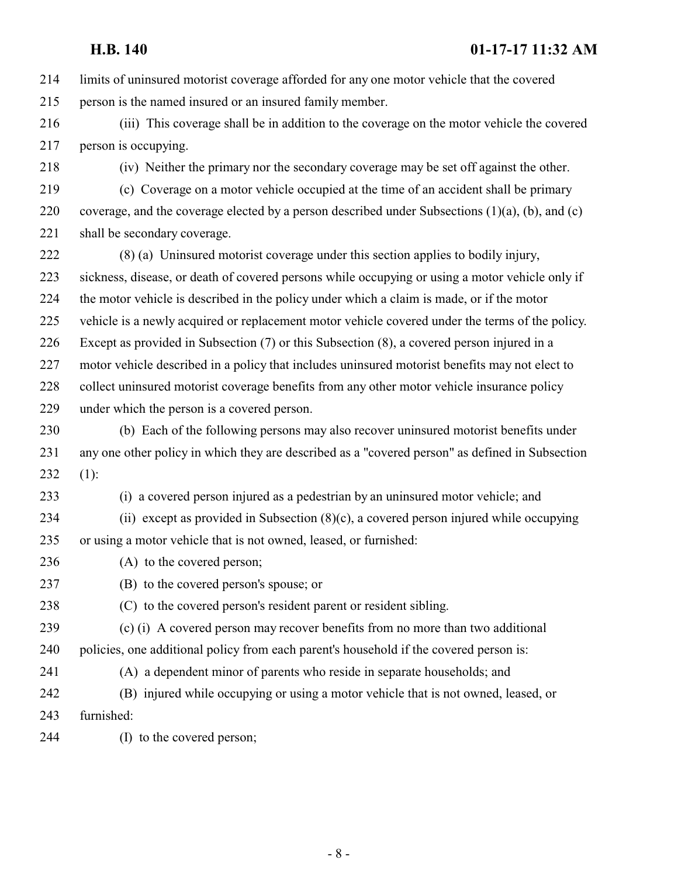limits of uninsured motorist coverage afforded for any one motor vehicle that the covered person is the named insured or an insured family member.

(iii) This coverage shall be in addition to the coverage on the motor vehicle the covered person is occupying.

(iv) Neither the primary nor the secondary coverage may be set off against the other.

(c) Coverage on a motor vehicle occupied at the time of an accident shall be primary coverage, and the coverage elected by a person described under Subsections (1)(a), (b), and (c) shall be secondary coverage.

(8) (a) Uninsured motorist coverage under this section applies to bodily injury, sickness, disease, or death of covered persons while occupying or using a motor vehicle only if the motor vehicle is described in the policy under which a claim is made, or if the motor vehicle is a newly acquired or replacement motor vehicle covered under the terms of the policy. Except as provided in Subsection (7) or this Subsection (8), a covered person injured in a motor vehicle described in a policy that includes uninsured motorist benefits may not elect to collect uninsured motorist coverage benefits from any other motor vehicle insurance policy under which the person is a covered person.

(b) Each of the following persons may also recover uninsured motorist benefits under any one other policy in which they are described as a "covered person" as defined in Subsection (1):

(i) a covered person injured as a pedestrian by an uninsured motor vehicle; and

(ii) except as provided in Subsection (8)(c), a covered person injured while occupying or using a motor vehicle that is not owned, leased, or furnished:

(A) to the covered person;

(B) to the covered person's spouse; or

(C) to the covered person's resident parent or resident sibling.

(c) (i) A covered person may recover benefits from no more than two additional policies, one additional policy from each parent's household if the covered person is:

(A) a dependent minor of parents who reside in separate households; and

(B) injured while occupying or using a motor vehicle that is not owned, leased, or furnished:

(I) to the covered person;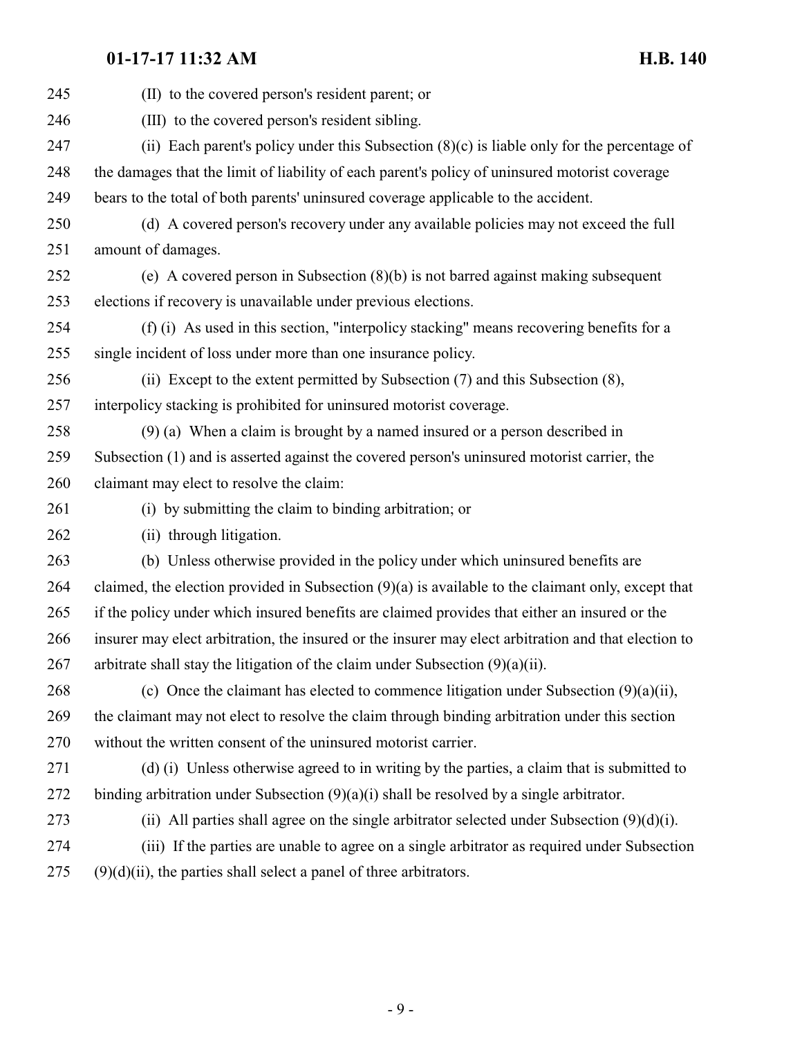(II) to the covered person's resident parent; or

(III) to the covered person's resident sibling.

(ii) Each parent's policy under this Subsection (8)(c) is liable only for the percentage of the damages that the limit of liability of each parent's policy of uninsured motorist coverage bears to the total of both parents' uninsured coverage applicable to the accident.

(d) A covered person's recovery under any available policies may not exceed the full amount of damages.

(e) A covered person in Subsection (8)(b) is not barred against making subsequent elections if recovery is unavailable under previous elections.

(f) (i) As used in this section, "interpolicy stacking" means recovering benefits for a single incident of loss under more than one insurance policy.

(ii) Except to the extent permitted by Subsection (7) and this Subsection (8), interpolicy stacking is prohibited for uninsured motorist coverage.

(9) (a) When a claim is brought by a named insured or a person described in Subsection (1) and is asserted against the covered person's uninsured motorist carrier, the claimant may elect to resolve the claim:

(i) by submitting the claim to binding arbitration; or

(ii) through litigation.

(b) Unless otherwise provided in the policy under which uninsured benefits are claimed, the election provided in Subsection (9)(a) is available to the claimant only, except that if the policy under which insured benefits are claimed provides that either an insured or the insurer may elect arbitration, the insured or the insurer may elect arbitration and that election to arbitrate shall stay the litigation of the claim under Subsection (9)(a)(ii).

(c) Once the claimant has elected to commence litigation under Subsection (9)(a)(ii), the claimant may not elect to resolve the claim through binding arbitration under this section without the written consent of the uninsured motorist carrier.

(d) (i) Unless otherwise agreed to in writing by the parties, a claim that is submitted to binding arbitration under Subsection (9)(a)(i) shall be resolved by a single arbitrator.

(ii) All parties shall agree on the single arbitrator selected under Subsection (9)(d)(i).

(iii) If the parties are unable to agree on a single arbitrator as required under Subsection (9)(d)(ii), the parties shall select a panel of three arbitrators.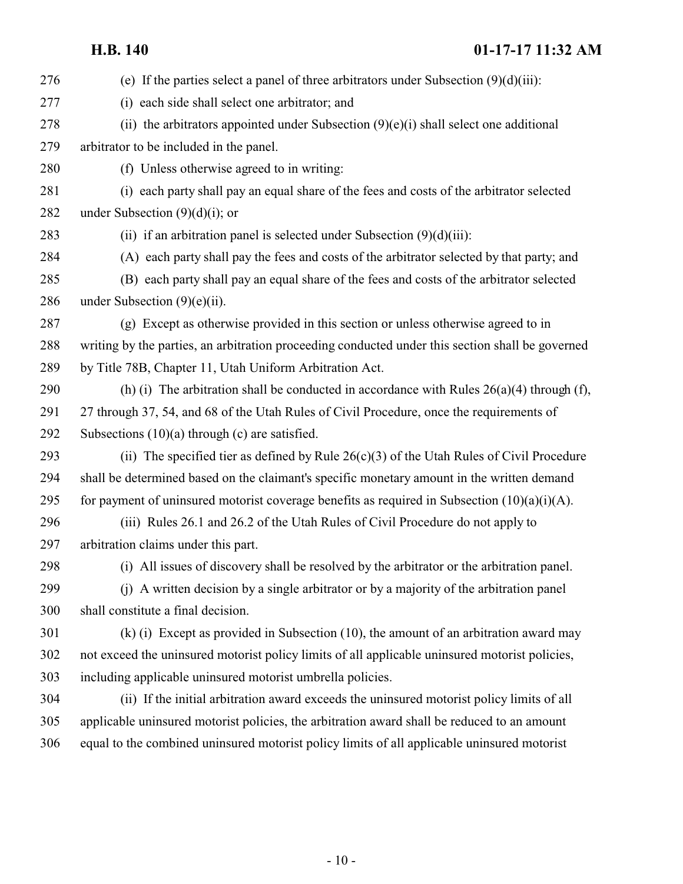(e) If the parties select a panel of three arbitrators under Subsection (9)(d)(iii):

(i) each side shall select one arbitrator; and

(ii) the arbitrators appointed under Subsection (9)(e)(i) shall select one additional arbitrator to be included in the panel.

(f) Unless otherwise agreed to in writing:

(i) each party shall pay an equal share of the fees and costs of the arbitrator selected under Subsection (9)(d)(i); or

(ii) if an arbitration panel is selected under Subsection (9)(d)(iii):

(A) each party shall pay the fees and costs of the arbitrator selected by that party; and

(B) each party shall pay an equal share of the fees and costs of the arbitrator selected under Subsection (9)(e)(ii).

(g) Except as otherwise provided in this section or unless otherwise agreed to in writing by the parties, an arbitration proceeding conducted under this section shall be governed by Title 78B, Chapter 11, Utah Uniform Arbitration Act.

(h) (i) The arbitration shall be conducted in accordance with Rules 26(a)(4) through (f), 27 through 37, 54, and 68 of the Utah Rules of Civil Procedure, once the requirements of Subsections (10)(a) through (c) are satisfied.

(ii) The specified tier as defined by Rule 26(c)(3) of the Utah Rules of Civil Procedure shall be determined based on the claimant's specific monetary amount in the written demand for payment of uninsured motorist coverage benefits as required in Subsection (10)(a)(i)(A).

(iii) Rules 26.1 and 26.2 of the Utah Rules of Civil Procedure do not apply to arbitration claims under this part.

(i) All issues of discovery shall be resolved by the arbitrator or the arbitration panel.

(j) A written decision by a single arbitrator or by a majority of the arbitration panel shall constitute a final decision.

(k) (i) Except as provided in Subsection (10), the amount of an arbitration award may not exceed the uninsured motorist policy limits of all applicable uninsured motorist policies, including applicable uninsured motorist umbrella policies.

(ii) If the initial arbitration award exceeds the uninsured motorist policy limits of all applicable uninsured motorist policies, the arbitration award shall be reduced to an amount equal to the combined uninsured motorist policy limits of all applicable uninsured motorist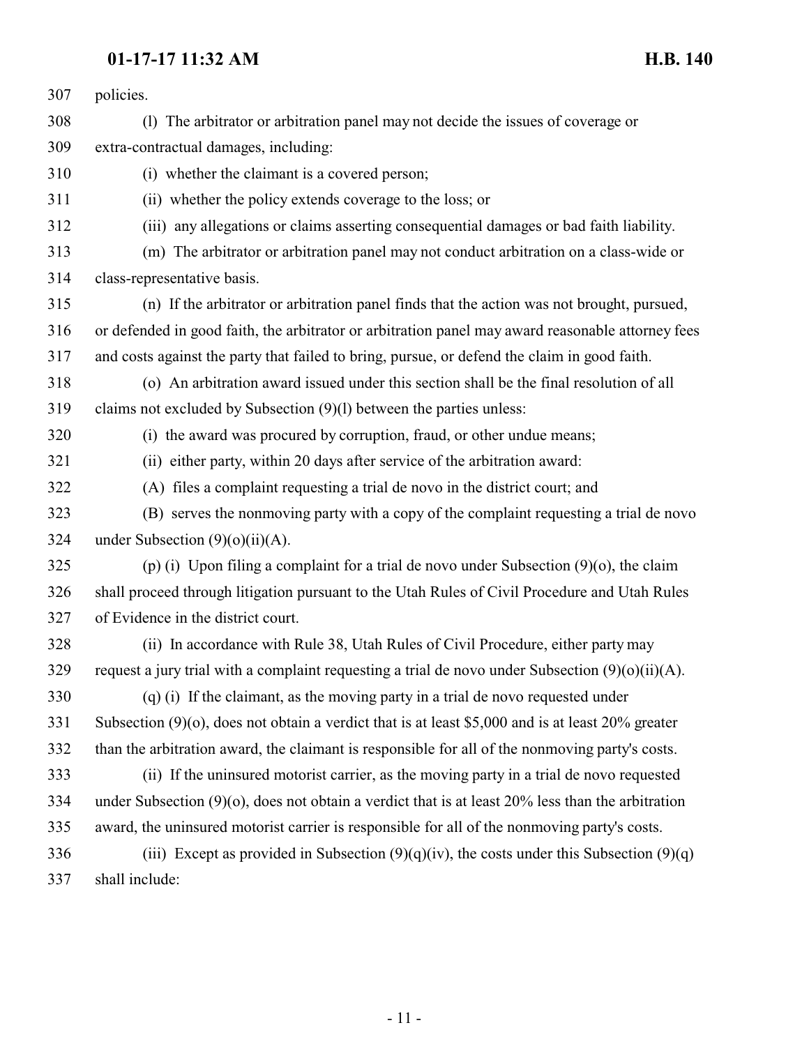policies.

(l) The arbitrator or arbitration panel may not decide the issues of coverage or extra-contractual damages, including:

(i) whether the claimant is a covered person;

(ii) whether the policy extends coverage to the loss; or

(iii) any allegations or claims asserting consequential damages or bad faith liability.

(m) The arbitrator or arbitration panel may not conduct arbitration on a class-wide or class-representative basis.

(n) If the arbitrator or arbitration panel finds that the action was not brought, pursued, or defended in good faith, the arbitrator or arbitration panel may award reasonable attorney fees and costs against the party that failed to bring, pursue, or defend the claim in good faith.

(o) An arbitration award issued under this section shall be the final resolution of all claims not excluded by Subsection (9)(l) between the parties unless:

(i) the award was procured by corruption, fraud, or other undue means;

(ii) either party, within 20 days after service of the arbitration award:

(A) files a complaint requesting a trial de novo in the district court; and

(B) serves the nonmoving party with a copy of the complaint requesting a trial de novo under Subsection (9)(o)(ii)(A).

(p) (i) Upon filing a complaint for a trial de novo under Subsection (9)(o), the claim shall proceed through litigation pursuant to the Utah Rules of Civil Procedure and Utah Rules of Evidence in the district court.

(ii) In accordance with Rule 38, Utah Rules of Civil Procedure, either party may request a jury trial with a complaint requesting a trial de novo under Subsection (9)(o)(ii)(A).

(q) (i) If the claimant, as the moving party in a trial de novo requested under Subsection (9)(o), does not obtain a verdict that is at least $5,000 and is at least 20% greater than the arbitration award, the claimant is responsible for all of the nonmoving party's costs.

(ii) If the uninsured motorist carrier, as the moving party in a trial de novo requested under Subsection (9)(o), does not obtain a verdict that is at least 20% less than the arbitration award, the uninsured motorist carrier is responsible for all of the nonmoving party's costs.

(iii) Except as provided in Subsection (9)(q)(iv), the costs under this Subsection (9)(q) shall include: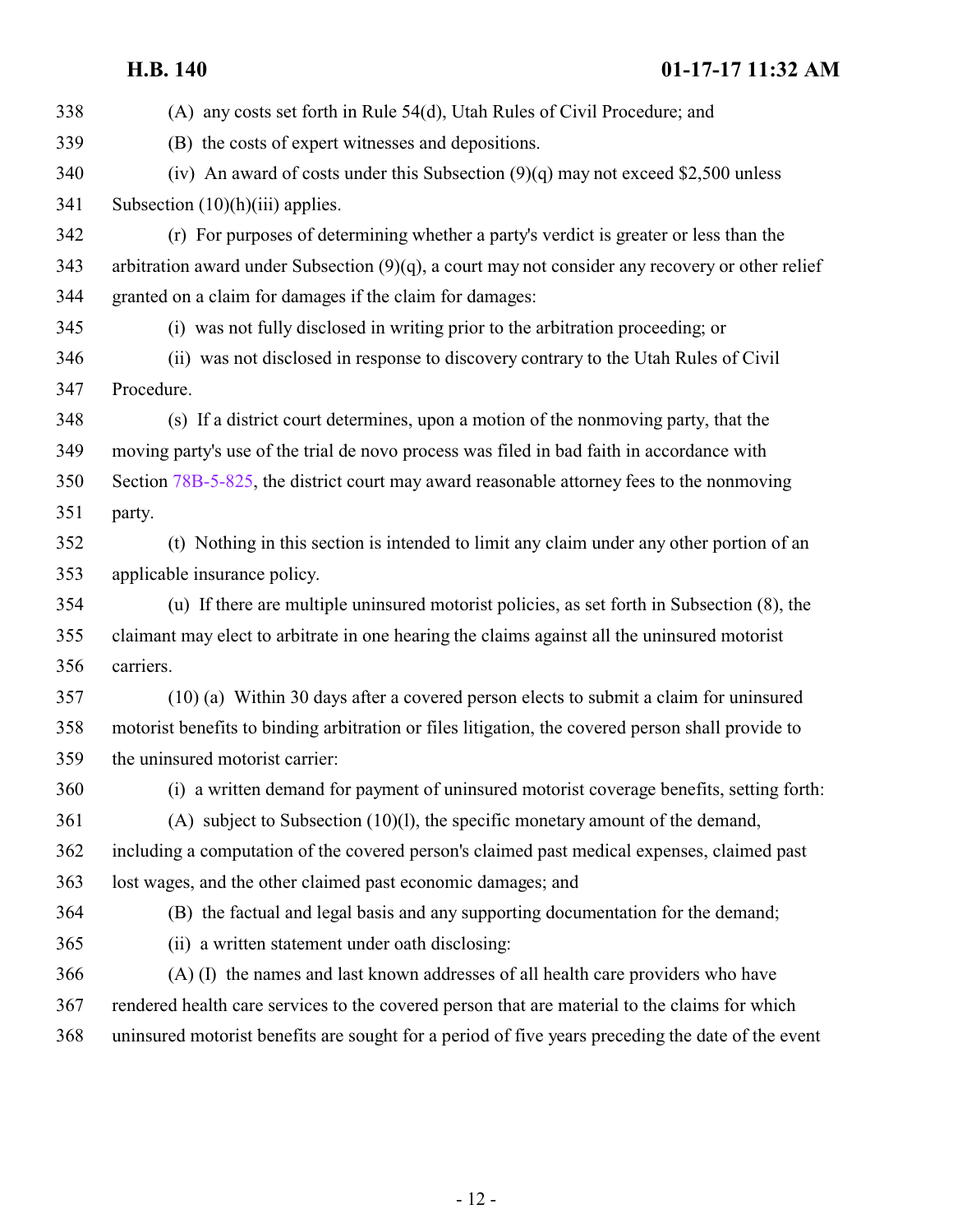(A) any costs set forth in Rule 54(d), Utah Rules of Civil Procedure; and

(B) the costs of expert witnesses and depositions.

(iv) An award of costs under this Subsection (9)(q) may not exceed $2,500 unless Subsection (10)(h)(iii) applies.

(r) For purposes of determining whether a party's verdict is greater or less than the arbitration award under Subsection (9)(q), a court may not consider any recovery or other relief granted on a claim for damages if the claim for damages:

(i) was not fully disclosed in writing prior to the arbitration proceeding; or

(ii) was not disclosed in response to discovery contrary to the Utah Rules of Civil Procedure.

(s) If a district court determines, upon a motion of the nonmoving party, that the moving party's use of the trial de novo process was filed in bad faith in accordance with Section 78B-5-825, the district court may award reasonable attorney fees to the nonmoving party.

(t) Nothing in this section is intended to limit any claim under any other portion of an applicable insurance policy.

(u) If there are multiple uninsured motorist policies, as set forth in Subsection (8), the claimant may elect to arbitrate in one hearing the claims against all the uninsured motorist carriers.

(10) (a) Within 30 days after a covered person elects to submit a claim for uninsured motorist benefits to binding arbitration or files litigation, the covered person shall provide to the uninsured motorist carrier:

(i) a written demand for payment of uninsured motorist coverage benefits, setting forth:

(A) subject to Subsection (10)(l), the specific monetary amount of the demand, including a computation of the covered person's claimed past medical expenses, claimed past lost wages, and the other claimed past economic damages; and

(B) the factual and legal basis and any supporting documentation for the demand;

(ii) a written statement under oath disclosing:

(A) (I) the names and last known addresses of all health care providers who have rendered health care services to the covered person that are material to the claims for which uninsured motorist benefits are sought for a period of five years preceding the date of the event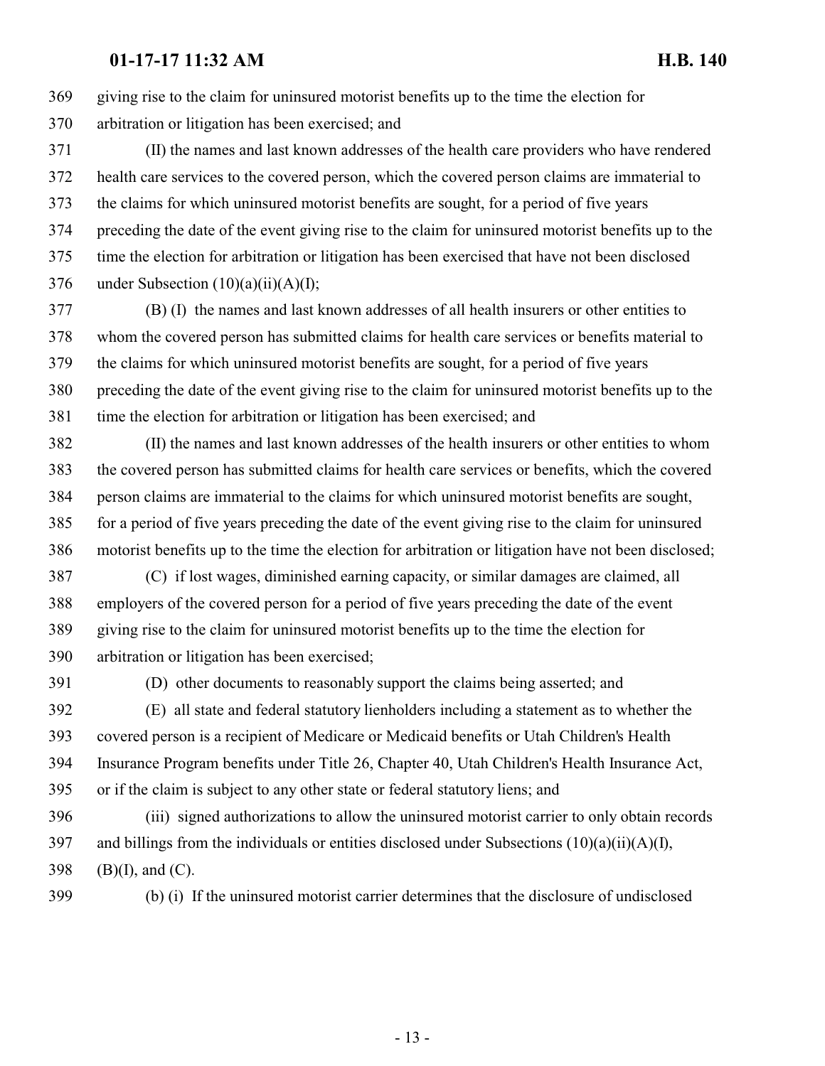giving rise to the claim for uninsured motorist benefits up to the time the election for arbitration or litigation has been exercised; and

(II) the names and last known addresses of the health care providers who have rendered health care services to the covered person, which the covered person claims are immaterial to the claims for which uninsured motorist benefits are sought, for a period of five years preceding the date of the event giving rise to the claim for uninsured motorist benefits up to the time the election for arbitration or litigation has been exercised that have not been disclosed under Subsection (10)(a)(ii)(A)(I);

(B) (I) the names and last known addresses of all health insurers or other entities to whom the covered person has submitted claims for health care services or benefits material to the claims for which uninsured motorist benefits are sought, for a period of five years preceding the date of the event giving rise to the claim for uninsured motorist benefits up to the time the election for arbitration or litigation has been exercised; and

(II) the names and last known addresses of the health insurers or other entities to whom the covered person has submitted claims for health care services or benefits, which the covered person claims are immaterial to the claims for which uninsured motorist benefits are sought, for a period of five years preceding the date of the event giving rise to the claim for uninsured motorist benefits up to the time the election for arbitration or litigation have not been disclosed;

(C) if lost wages, diminished earning capacity, or similar damages are claimed, all employers of the covered person for a period of five years preceding the date of the event giving rise to the claim for uninsured motorist benefits up to the time the election for arbitration or litigation has been exercised;

(D) other documents to reasonably support the claims being asserted; and

(E) all state and federal statutory lienholders including a statement as to whether the covered person is a recipient of Medicare or Medicaid benefits or Utah Children's Health Insurance Program benefits under Title 26, Chapter 40, Utah Children's Health Insurance Act, or if the claim is subject to any other state or federal statutory liens; and

(iii) signed authorizations to allow the uninsured motorist carrier to only obtain records and billings from the individuals or entities disclosed under Subsections (10)(a)(ii)(A)(I), (B)(I), and (C).

(b) (i) If the uninsured motorist carrier determines that the disclosure of undisclosed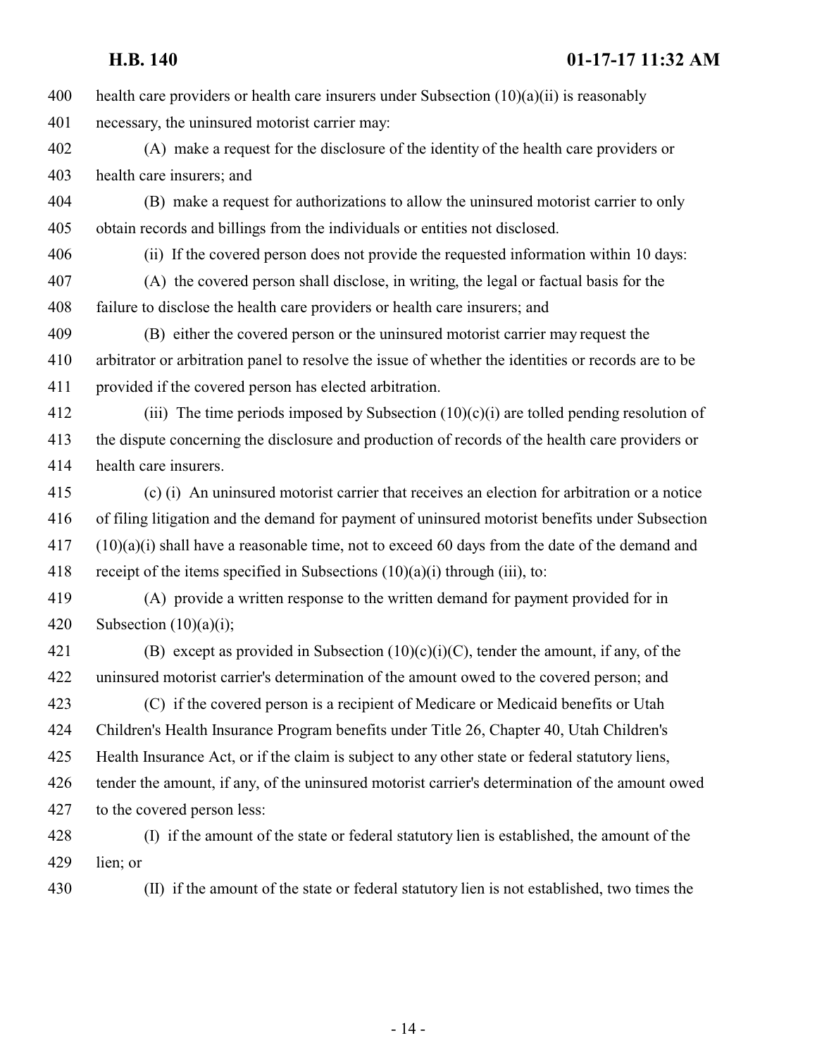health care providers or health care insurers under Subsection (10)(a)(ii) is reasonably necessary, the uninsured motorist carrier may:

(A) make a request for the disclosure of the identity of the health care providers or health care insurers; and

(B) make a request for authorizations to allow the uninsured motorist carrier to only obtain records and billings from the individuals or entities not disclosed.

(ii) If the covered person does not provide the requested information within 10 days:

(A) the covered person shall disclose, in writing, the legal or factual basis for the failure to disclose the health care providers or health care insurers; and

(B) either the covered person or the uninsured motorist carrier may request the arbitrator or arbitration panel to resolve the issue of whether the identities or records are to be provided if the covered person has elected arbitration.

(iii) The time periods imposed by Subsection (10)(c)(i) are tolled pending resolution of the dispute concerning the disclosure and production of records of the health care providers or health care insurers.

(c) (i) An uninsured motorist carrier that receives an election for arbitration or a notice of filing litigation and the demand for payment of uninsured motorist benefits under Subsection (10)(a)(i) shall have a reasonable time, not to exceed 60 days from the date of the demand and receipt of the items specified in Subsections (10)(a)(i) through (iii), to:

(A) provide a written response to the written demand for payment provided for in Subsection (10)(a)(i);

(B) except as provided in Subsection (10)(c)(i)(C), tender the amount, if any, of the uninsured motorist carrier's determination of the amount owed to the covered person; and

(C) if the covered person is a recipient of Medicare or Medicaid benefits or Utah Children's Health Insurance Program benefits under Title 26, Chapter 40, Utah Children's Health Insurance Act, or if the claim is subject to any other state or federal statutory liens, tender the amount, if any, of the uninsured motorist carrier's determination of the amount owed to the covered person less:

(I) if the amount of the state or federal statutory lien is established, the amount of the lien; or

(II) if the amount of the state or federal statutory lien is not established, two times the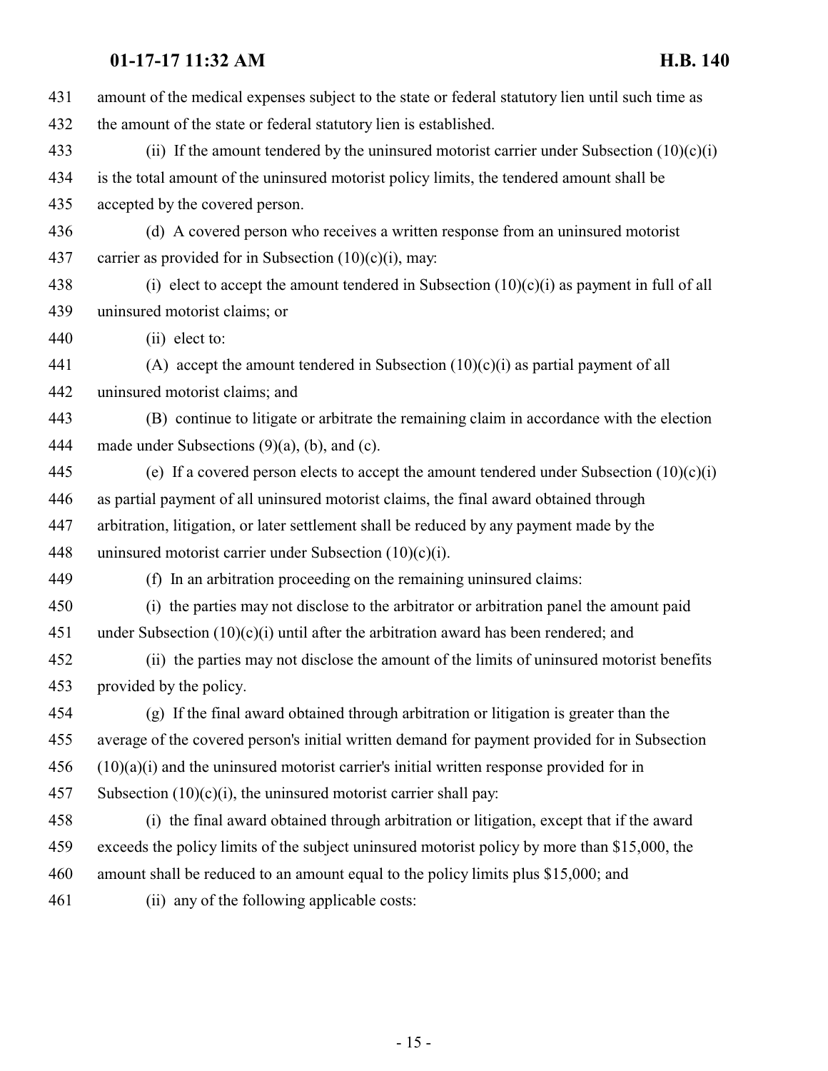amount of the medical expenses subject to the state or federal statutory lien until such time as the amount of the state or federal statutory lien is established.

(ii) If the amount tendered by the uninsured motorist carrier under Subsection (10)(c)(i) is the total amount of the uninsured motorist policy limits, the tendered amount shall be accepted by the covered person.

(d) A covered person who receives a written response from an uninsured motorist carrier as provided for in Subsection (10)(c)(i), may:

(i) elect to accept the amount tendered in Subsection (10)(c)(i) as payment in full of all uninsured motorist claims; or

(ii) elect to:

(A) accept the amount tendered in Subsection (10)(c)(i) as partial payment of all uninsured motorist claims; and

(B) continue to litigate or arbitrate the remaining claim in accordance with the election made under Subsections (9)(a), (b), and (c).

(e) If a covered person elects to accept the amount tendered under Subsection (10)(c)(i) as partial payment of all uninsured motorist claims, the final award obtained through arbitration, litigation, or later settlement shall be reduced by any payment made by the uninsured motorist carrier under Subsection (10)(c)(i).

(f) In an arbitration proceeding on the remaining uninsured claims:

(i) the parties may not disclose to the arbitrator or arbitration panel the amount paid under Subsection (10)(c)(i) until after the arbitration award has been rendered; and

(ii) the parties may not disclose the amount of the limits of uninsured motorist benefits provided by the policy.

(g) If the final award obtained through arbitration or litigation is greater than the average of the covered person's initial written demand for payment provided for in Subsection (10)(a)(i) and the uninsured motorist carrier's initial written response provided for in Subsection (10)(c)(i), the uninsured motorist carrier shall pay:

(i) the final award obtained through arbitration or litigation, except that if the award exceeds the policy limits of the subject uninsured motorist policy by more than $15,000, the amount shall be reduced to an amount equal to the policy limits plus $15,000; and

(ii) any of the following applicable costs: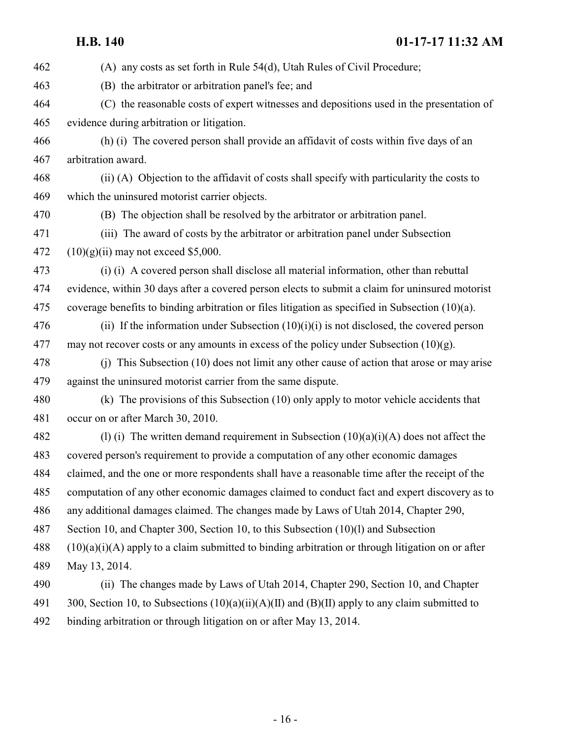(A) any costs as set forth in Rule 54(d), Utah Rules of Civil Procedure;

(B) the arbitrator or arbitration panel's fee; and

(C) the reasonable costs of expert witnesses and depositions used in the presentation of evidence during arbitration or litigation.

(h) (i) The covered person shall provide an affidavit of costs within five days of an arbitration award.

(ii) (A) Objection to the affidavit of costs shall specify with particularity the costs to which the uninsured motorist carrier objects.

(B) The objection shall be resolved by the arbitrator or arbitration panel.

(iii) The award of costs by the arbitrator or arbitration panel under Subsection (10)(g)(ii) may not exceed $5,000.

(i) (i) A covered person shall disclose all material information, other than rebuttal evidence, within 30 days after a covered person elects to submit a claim for uninsured motorist coverage benefits to binding arbitration or files litigation as specified in Subsection (10)(a).

(ii) If the information under Subsection (10)(i)(i) is not disclosed, the covered person may not recover costs or any amounts in excess of the policy under Subsection (10)(g).

(j) This Subsection (10) does not limit any other cause of action that arose or may arise against the uninsured motorist carrier from the same dispute.

(k) The provisions of this Subsection (10) only apply to motor vehicle accidents that occur on or after March 30, 2010.

(l) (i) The written demand requirement in Subsection (10)(a)(i)(A) does not affect the covered person's requirement to provide a computation of any other economic damages claimed, and the one or more respondents shall have a reasonable time after the receipt of the computation of any other economic damages claimed to conduct fact and expert discovery as to any additional damages claimed. The changes made by Laws of Utah 2014, Chapter 290, Section 10, and Chapter 300, Section 10, to this Subsection (10)(l) and Subsection (10)(a)(i)(A) apply to a claim submitted to binding arbitration or through litigation on or after May 13, 2014.

(ii) The changes made by Laws of Utah 2014, Chapter 290, Section 10, and Chapter 300, Section 10, to Subsections (10)(a)(ii)(A)(II) and (B)(II) apply to any claim submitted to binding arbitration or through litigation on or after May 13, 2014.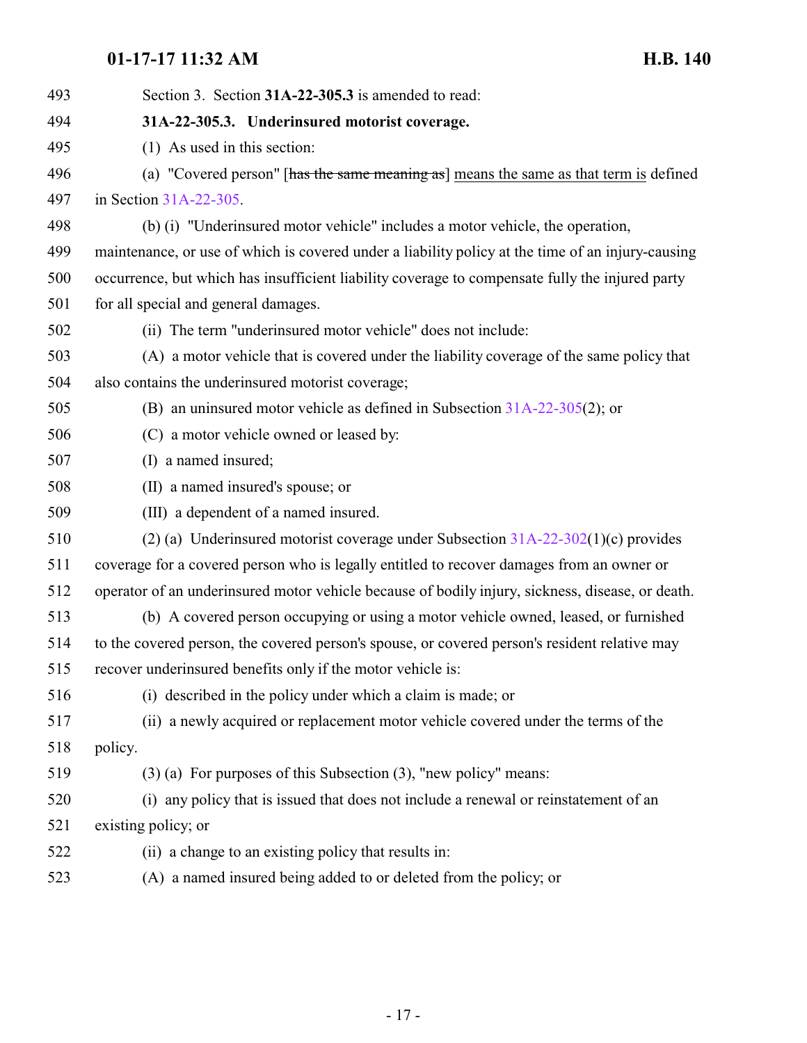Section 3. Section **31A-22-305.3** is amended to read:

**31A-22-305.3. Underinsured motorist coverage.**

(1) As used in this section:

(a) "Covered person" [~~has the same meaning as~~] <u>means the same as that term is</u> defined in Section 31A-22-305.

(b) (i) "Underinsured motor vehicle" includes a motor vehicle, the operation, maintenance, or use of which is covered under a liability policy at the time of an injury-causing occurrence, but which has insufficient liability coverage to compensate fully the injured party for all special and general damages.

(ii) The term "underinsured motor vehicle" does not include:

(A) a motor vehicle that is covered under the liability coverage of the same policy that also contains the underinsured motorist coverage;

(B) an uninsured motor vehicle as defined in Subsection 31A-22-305(2); or

(C) a motor vehicle owned or leased by:

(I) a named insured;

(II) a named insured's spouse; or

(III) a dependent of a named insured.

(2) (a) Underinsured motorist coverage under Subsection 31A-22-302(1)(c) provides coverage for a covered person who is legally entitled to recover damages from an owner or operator of an underinsured motor vehicle because of bodily injury, sickness, disease, or death.

(b) A covered person occupying or using a motor vehicle owned, leased, or furnished to the covered person, the covered person's spouse, or covered person's resident relative may recover underinsured benefits only if the motor vehicle is:

(i) described in the policy under which a claim is made; or

(ii) a newly acquired or replacement motor vehicle covered under the terms of the policy.

(3) (a) For purposes of this Subsection (3), "new policy" means:

(i) any policy that is issued that does not include a renewal or reinstatement of an existing policy; or

(ii) a change to an existing policy that results in:

(A) a named insured being added to or deleted from the policy; or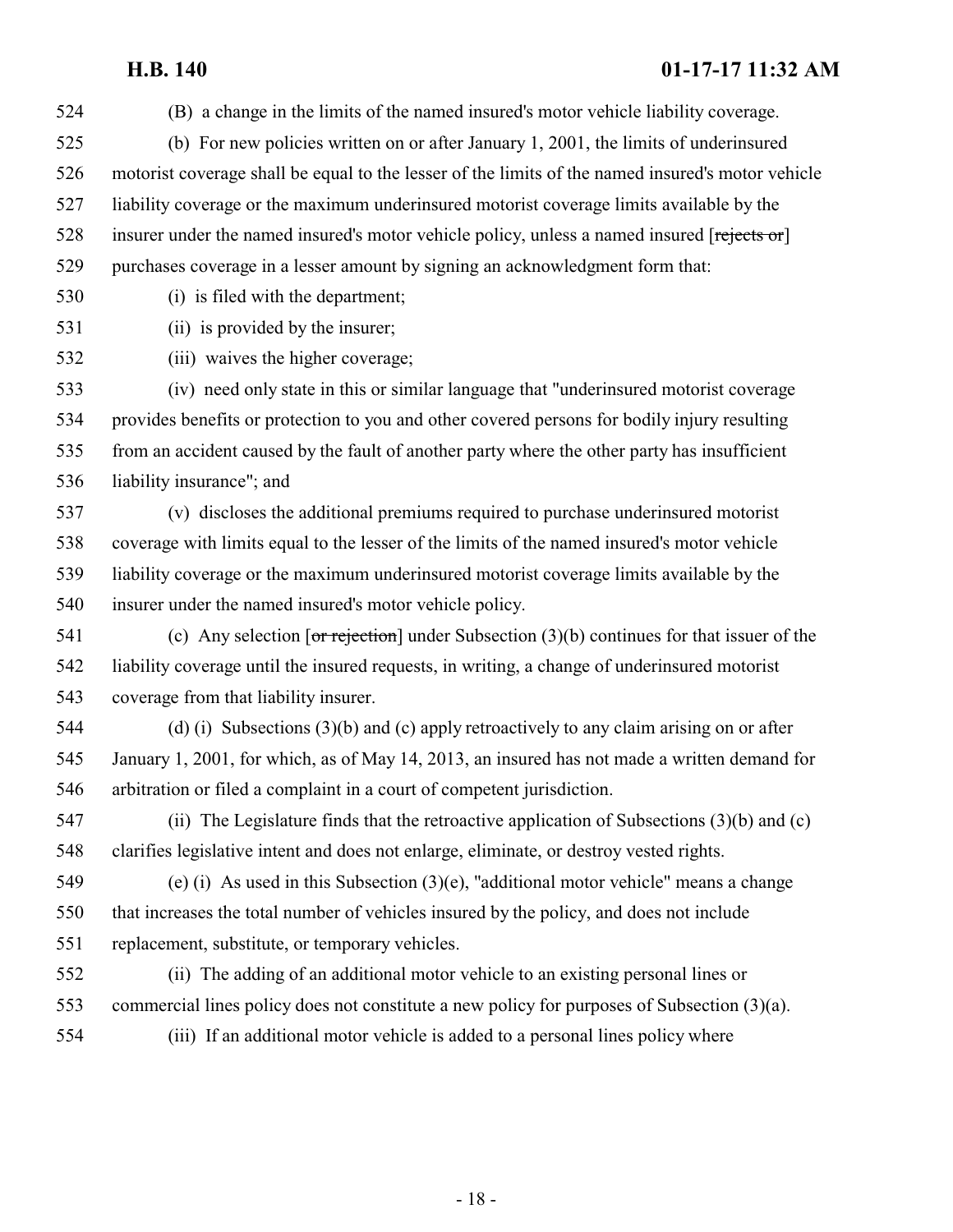(B) a change in the limits of the named insured's motor vehicle liability coverage.

(b) For new policies written on or after January 1, 2001, the limits of underinsured motorist coverage shall be equal to the lesser of the limits of the named insured's motor vehicle liability coverage or the maximum underinsured motorist coverage limits available by the insurer under the named insured's motor vehicle policy, unless a named insured [~~rejects or~~] purchases coverage in a lesser amount by signing an acknowledgment form that:

(i) is filed with the department;

(ii) is provided by the insurer;

(iii) waives the higher coverage;

(iv) need only state in this or similar language that "underinsured motorist coverage provides benefits or protection to you and other covered persons for bodily injury resulting from an accident caused by the fault of another party where the other party has insufficient liability insurance"; and

(v) discloses the additional premiums required to purchase underinsured motorist coverage with limits equal to the lesser of the limits of the named insured's motor vehicle liability coverage or the maximum underinsured motorist coverage limits available by the insurer under the named insured's motor vehicle policy.

(c) Any selection [~~or rejection~~] under Subsection (3)(b) continues for that issuer of the liability coverage until the insured requests, in writing, a change of underinsured motorist coverage from that liability insurer.

(d) (i) Subsections (3)(b) and (c) apply retroactively to any claim arising on or after January 1, 2001, for which, as of May 14, 2013, an insured has not made a written demand for arbitration or filed a complaint in a court of competent jurisdiction.

(ii) The Legislature finds that the retroactive application of Subsections (3)(b) and (c) clarifies legislative intent and does not enlarge, eliminate, or destroy vested rights.

(e) (i) As used in this Subsection (3)(e), "additional motor vehicle" means a change that increases the total number of vehicles insured by the policy, and does not include replacement, substitute, or temporary vehicles.

(ii) The adding of an additional motor vehicle to an existing personal lines or commercial lines policy does not constitute a new policy for purposes of Subsection (3)(a).

(iii) If an additional motor vehicle is added to a personal lines policy where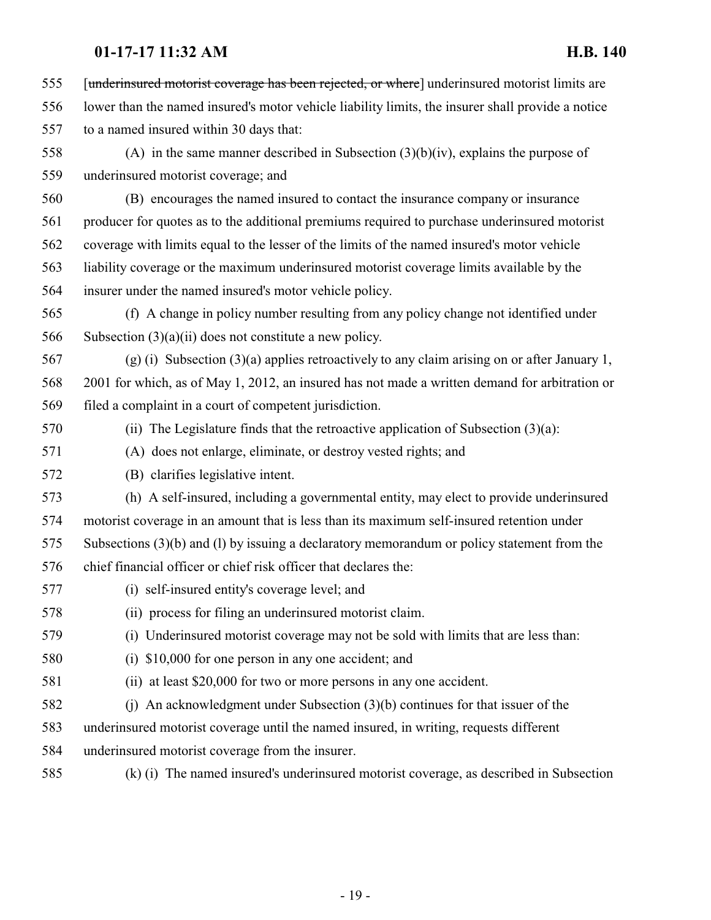[~~underinsured motorist coverage has been rejected, or where~~] underinsured motorist limits are lower than the named insured's motor vehicle liability limits, the insurer shall provide a notice to a named insured within 30 days that:

(A) in the same manner described in Subsection (3)(b)(iv), explains the purpose of underinsured motorist coverage; and

(B) encourages the named insured to contact the insurance company or insurance producer for quotes as to the additional premiums required to purchase underinsured motorist coverage with limits equal to the lesser of the limits of the named insured's motor vehicle liability coverage or the maximum underinsured motorist coverage limits available by the insurer under the named insured's motor vehicle policy.

(f) A change in policy number resulting from any policy change not identified under Subsection (3)(a)(ii) does not constitute a new policy.

(g) (i) Subsection (3)(a) applies retroactively to any claim arising on or after January 1, 2001 for which, as of May 1, 2012, an insured has not made a written demand for arbitration or filed a complaint in a court of competent jurisdiction.

(ii) The Legislature finds that the retroactive application of Subsection (3)(a):

(A) does not enlarge, eliminate, or destroy vested rights; and

(B) clarifies legislative intent.

(h) A self-insured, including a governmental entity, may elect to provide underinsured motorist coverage in an amount that is less than its maximum self-insured retention under Subsections (3)(b) and (l) by issuing a declaratory memorandum or policy statement from the chief financial officer or chief risk officer that declares the:

(i) self-insured entity's coverage level; and

(ii) process for filing an underinsured motorist claim.

(i) Underinsured motorist coverage may not be sold with limits that are less than:

(i) $10,000 for one person in any one accident; and

(ii) at least $20,000 for two or more persons in any one accident.

(j) An acknowledgment under Subsection (3)(b) continues for that issuer of the underinsured motorist coverage until the named insured, in writing, requests different underinsured motorist coverage from the insurer.

(k) (i) The named insured's underinsured motorist coverage, as described in Subsection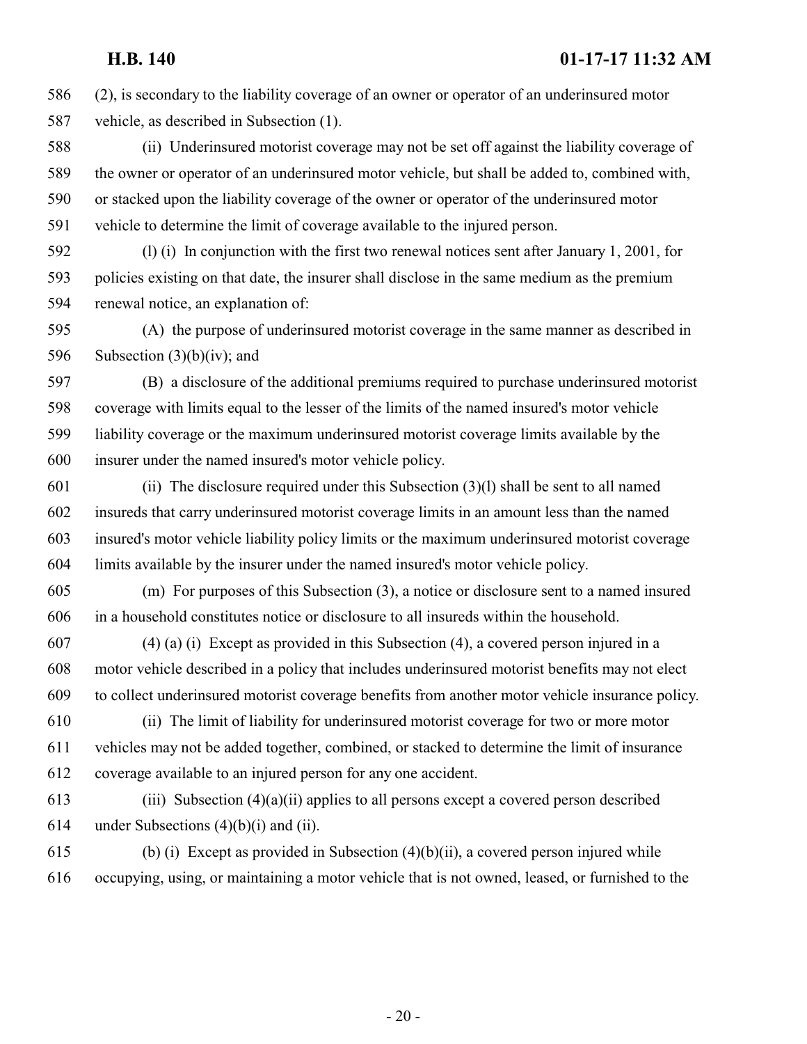(2), is secondary to the liability coverage of an owner or operator of an underinsured motor vehicle, as described in Subsection (1).

(ii) Underinsured motorist coverage may not be set off against the liability coverage of the owner or operator of an underinsured motor vehicle, but shall be added to, combined with, or stacked upon the liability coverage of the owner or operator of the underinsured motor vehicle to determine the limit of coverage available to the injured person.

(l) (i) In conjunction with the first two renewal notices sent after January 1, 2001, for policies existing on that date, the insurer shall disclose in the same medium as the premium renewal notice, an explanation of:

(A) the purpose of underinsured motorist coverage in the same manner as described in Subsection (3)(b)(iv); and

(B) a disclosure of the additional premiums required to purchase underinsured motorist coverage with limits equal to the lesser of the limits of the named insured's motor vehicle liability coverage or the maximum underinsured motorist coverage limits available by the insurer under the named insured's motor vehicle policy.

(ii) The disclosure required under this Subsection (3)(l) shall be sent to all named insureds that carry underinsured motorist coverage limits in an amount less than the named insured's motor vehicle liability policy limits or the maximum underinsured motorist coverage limits available by the insurer under the named insured's motor vehicle policy.

(m) For purposes of this Subsection (3), a notice or disclosure sent to a named insured in a household constitutes notice or disclosure to all insureds within the household.

(4) (a) (i) Except as provided in this Subsection (4), a covered person injured in a motor vehicle described in a policy that includes underinsured motorist benefits may not elect to collect underinsured motorist coverage benefits from another motor vehicle insurance policy.

(ii) The limit of liability for underinsured motorist coverage for two or more motor vehicles may not be added together, combined, or stacked to determine the limit of insurance coverage available to an injured person for any one accident.

(iii) Subsection (4)(a)(ii) applies to all persons except a covered person described under Subsections (4)(b)(i) and (ii).

(b) (i) Except as provided in Subsection (4)(b)(ii), a covered person injured while occupying, using, or maintaining a motor vehicle that is not owned, leased, or furnished to the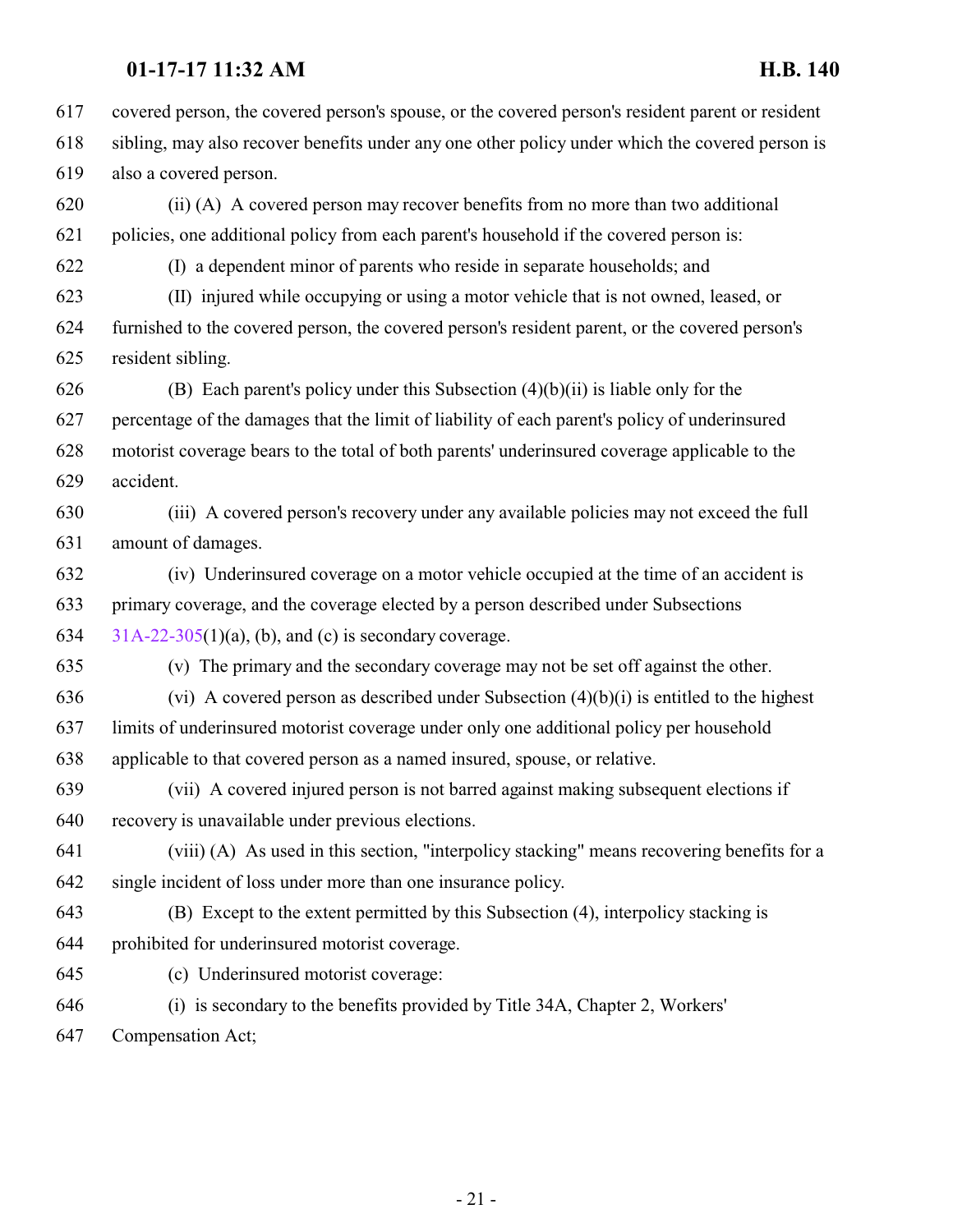covered person, the covered person's spouse, or the covered person's resident parent or resident sibling, may also recover benefits under any one other policy under which the covered person is also a covered person.

(ii) (A) A covered person may recover benefits from no more than two additional policies, one additional policy from each parent's household if the covered person is:

(I) a dependent minor of parents who reside in separate households; and

(II) injured while occupying or using a motor vehicle that is not owned, leased, or furnished to the covered person, the covered person's resident parent, or the covered person's resident sibling.

(B) Each parent's policy under this Subsection (4)(b)(ii) is liable only for the percentage of the damages that the limit of liability of each parent's policy of underinsured motorist coverage bears to the total of both parents' underinsured coverage applicable to the accident.

(iii) A covered person's recovery under any available policies may not exceed the full amount of damages.

(iv) Underinsured coverage on a motor vehicle occupied at the time of an accident is primary coverage, and the coverage elected by a person described under Subsections 31A-22-305(1)(a), (b), and (c) is secondary coverage.

(v) The primary and the secondary coverage may not be set off against the other.

(vi) A covered person as described under Subsection (4)(b)(i) is entitled to the highest limits of underinsured motorist coverage under only one additional policy per household applicable to that covered person as a named insured, spouse, or relative.

(vii) A covered injured person is not barred against making subsequent elections if recovery is unavailable under previous elections.

(viii) (A) As used in this section, "interpolicy stacking" means recovering benefits for a single incident of loss under more than one insurance policy.

(B) Except to the extent permitted by this Subsection (4), interpolicy stacking is prohibited for underinsured motorist coverage.

(c) Underinsured motorist coverage:

(i) is secondary to the benefits provided by Title 34A, Chapter 2, Workers' Compensation Act;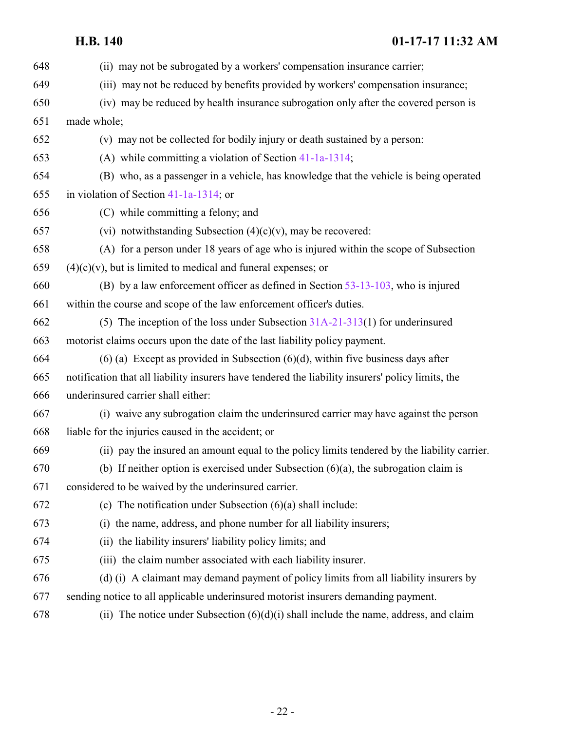(ii) may not be subrogated by a workers' compensation insurance carrier;

(iii) may not be reduced by benefits provided by workers' compensation insurance;

(iv) may be reduced by health insurance subrogation only after the covered person is made whole;

(v) may not be collected for bodily injury or death sustained by a person:

(A) while committing a violation of Section 41-1a-1314;

(B) who, as a passenger in a vehicle, has knowledge that the vehicle is being operated in violation of Section 41-1a-1314; or

(C) while committing a felony; and

(vi) notwithstanding Subsection (4)(c)(v), may be recovered:

(A) for a person under 18 years of age who is injured within the scope of Subsection (4)(c)(v), but is limited to medical and funeral expenses; or

(B) by a law enforcement officer as defined in Section 53-13-103, who is injured within the course and scope of the law enforcement officer's duties.

(5) The inception of the loss under Subsection 31A-21-313(1) for underinsured motorist claims occurs upon the date of the last liability policy payment.

(6) (a) Except as provided in Subsection (6)(d), within five business days after notification that all liability insurers have tendered the liability insurers' policy limits, the underinsured carrier shall either:

(i) waive any subrogation claim the underinsured carrier may have against the person liable for the injuries caused in the accident; or

(ii) pay the insured an amount equal to the policy limits tendered by the liability carrier.

(b) If neither option is exercised under Subsection (6)(a), the subrogation claim is considered to be waived by the underinsured carrier.

(c) The notification under Subsection (6)(a) shall include:

(i) the name, address, and phone number for all liability insurers;

(ii) the liability insurers' liability policy limits; and

(iii) the claim number associated with each liability insurer.

(d) (i) A claimant may demand payment of policy limits from all liability insurers by sending notice to all applicable underinsured motorist insurers demanding payment.

(ii) The notice under Subsection (6)(d)(i) shall include the name, address, and claim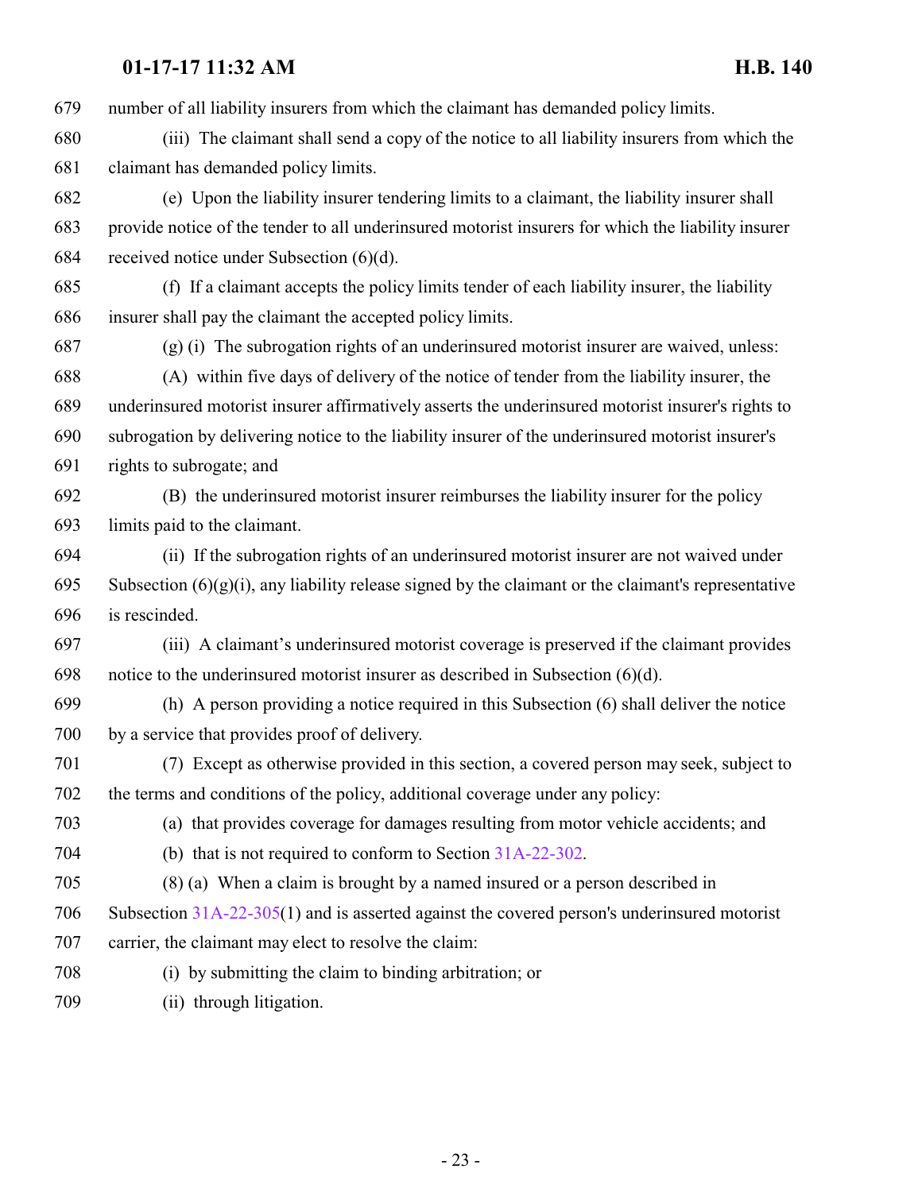number of all liability insurers from which the claimant has demanded policy limits.

(iii) The claimant shall send a copy of the notice to all liability insurers from which the claimant has demanded policy limits.

(e) Upon the liability insurer tendering limits to a claimant, the liability insurer shall provide notice of the tender to all underinsured motorist insurers for which the liability insurer received notice under Subsection (6)(d).

(f) If a claimant accepts the policy limits tender of each liability insurer, the liability insurer shall pay the claimant the accepted policy limits.

(g) (i) The subrogation rights of an underinsured motorist insurer are waived, unless:

(A) within five days of delivery of the notice of tender from the liability insurer, the underinsured motorist insurer affirmatively asserts the underinsured motorist insurer's rights to subrogation by delivering notice to the liability insurer of the underinsured motorist insurer's rights to subrogate; and

(B) the underinsured motorist insurer reimburses the liability insurer for the policy limits paid to the claimant.

(ii) If the subrogation rights of an underinsured motorist insurer are not waived under Subsection (6)(g)(i), any liability release signed by the claimant or the claimant's representative is rescinded.

(iii) A claimant's underinsured motorist coverage is preserved if the claimant provides notice to the underinsured motorist insurer as described in Subsection (6)(d).

(h) A person providing a notice required in this Subsection (6) shall deliver the notice by a service that provides proof of delivery.

(7) Except as otherwise provided in this section, a covered person may seek, subject to the terms and conditions of the policy, additional coverage under any policy:

(a) that provides coverage for damages resulting from motor vehicle accidents; and

(b) that is not required to conform to Section 31A-22-302.

(8) (a) When a claim is brought by a named insured or a person described in Subsection 31A-22-305(1) and is asserted against the covered person's underinsured motorist carrier, the claimant may elect to resolve the claim:

(i) by submitting the claim to binding arbitration; or

(ii) through litigation.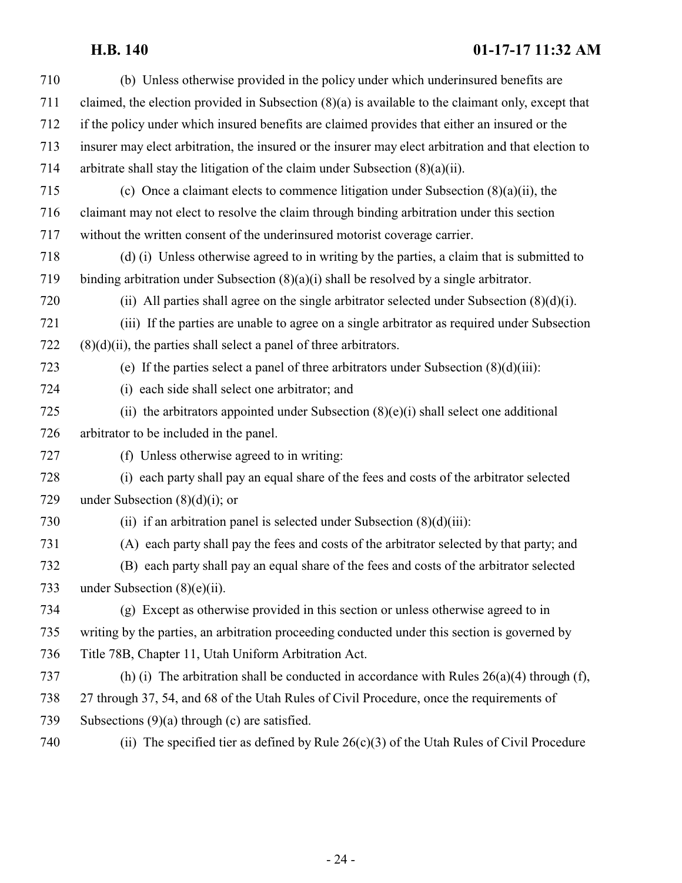(b) Unless otherwise provided in the policy under which underinsured benefits are claimed, the election provided in Subsection (8)(a) is available to the claimant only, except that if the policy under which insured benefits are claimed provides that either an insured or the insurer may elect arbitration, the insured or the insurer may elect arbitration and that election to arbitrate shall stay the litigation of the claim under Subsection (8)(a)(ii).

(c) Once a claimant elects to commence litigation under Subsection (8)(a)(ii), the claimant may not elect to resolve the claim through binding arbitration under this section without the written consent of the underinsured motorist coverage carrier.

(d) (i) Unless otherwise agreed to in writing by the parties, a claim that is submitted to binding arbitration under Subsection (8)(a)(i) shall be resolved by a single arbitrator.

(ii) All parties shall agree on the single arbitrator selected under Subsection (8)(d)(i).

(iii) If the parties are unable to agree on a single arbitrator as required under Subsection (8)(d)(ii), the parties shall select a panel of three arbitrators.

(e) If the parties select a panel of three arbitrators under Subsection (8)(d)(iii):

(i) each side shall select one arbitrator; and

(ii) the arbitrators appointed under Subsection (8)(e)(i) shall select one additional arbitrator to be included in the panel.

(f) Unless otherwise agreed to in writing:

(i) each party shall pay an equal share of the fees and costs of the arbitrator selected under Subsection (8)(d)(i); or

(ii) if an arbitration panel is selected under Subsection (8)(d)(iii):

(A) each party shall pay the fees and costs of the arbitrator selected by that party; and

(B) each party shall pay an equal share of the fees and costs of the arbitrator selected under Subsection (8)(e)(ii).

(g) Except as otherwise provided in this section or unless otherwise agreed to in writing by the parties, an arbitration proceeding conducted under this section is governed by Title 78B, Chapter 11, Utah Uniform Arbitration Act.

(h) (i) The arbitration shall be conducted in accordance with Rules 26(a)(4) through (f), 27 through 37, 54, and 68 of the Utah Rules of Civil Procedure, once the requirements of Subsections (9)(a) through (c) are satisfied.

(ii) The specified tier as defined by Rule 26(c)(3) of the Utah Rules of Civil Procedure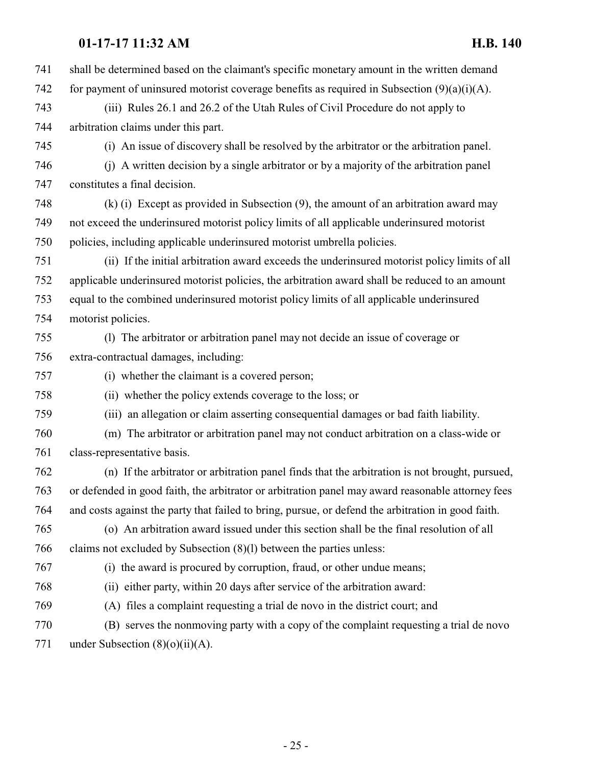shall be determined based on the claimant's specific monetary amount in the written demand for payment of uninsured motorist coverage benefits as required in Subsection (9)(a)(i)(A).

(iii) Rules 26.1 and 26.2 of the Utah Rules of Civil Procedure do not apply to arbitration claims under this part.

(i) An issue of discovery shall be resolved by the arbitrator or the arbitration panel.

(j) A written decision by a single arbitrator or by a majority of the arbitration panel constitutes a final decision.

(k) (i) Except as provided in Subsection (9), the amount of an arbitration award may not exceed the underinsured motorist policy limits of all applicable underinsured motorist policies, including applicable underinsured motorist umbrella policies.

(ii) If the initial arbitration award exceeds the underinsured motorist policy limits of all applicable underinsured motorist policies, the arbitration award shall be reduced to an amount equal to the combined underinsured motorist policy limits of all applicable underinsured motorist policies.

(l) The arbitrator or arbitration panel may not decide an issue of coverage or extra-contractual damages, including:

(i) whether the claimant is a covered person;

(ii) whether the policy extends coverage to the loss; or

(iii) an allegation or claim asserting consequential damages or bad faith liability.

(m) The arbitrator or arbitration panel may not conduct arbitration on a class-wide or class-representative basis.

(n) If the arbitrator or arbitration panel finds that the arbitration is not brought, pursued, or defended in good faith, the arbitrator or arbitration panel may award reasonable attorney fees and costs against the party that failed to bring, pursue, or defend the arbitration in good faith.

(o) An arbitration award issued under this section shall be the final resolution of all claims not excluded by Subsection (8)(l) between the parties unless:

(i) the award is procured by corruption, fraud, or other undue means;

(ii) either party, within 20 days after service of the arbitration award:

(A) files a complaint requesting a trial de novo in the district court; and

(B) serves the nonmoving party with a copy of the complaint requesting a trial de novo under Subsection (8)(o)(ii)(A).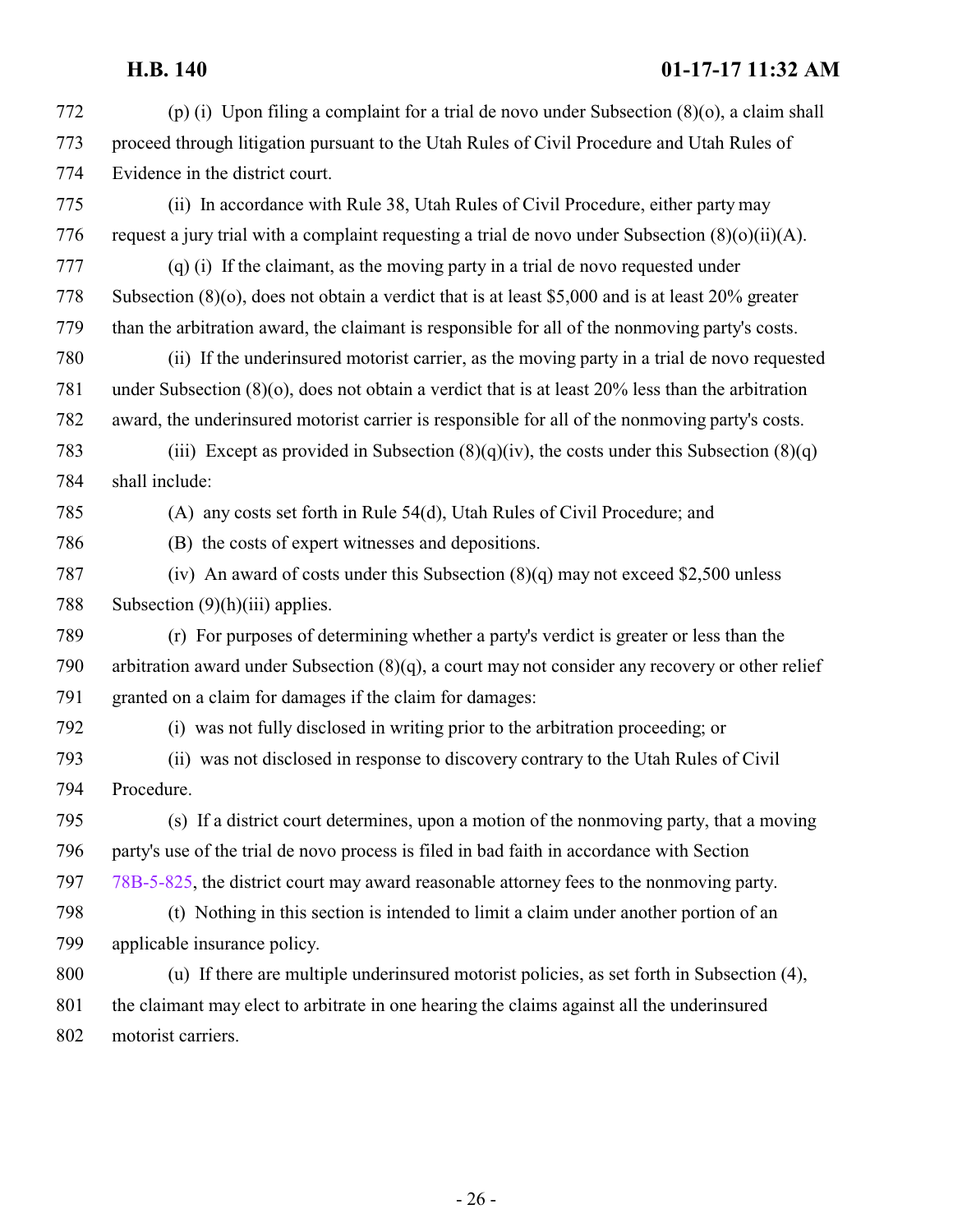(p) (i) Upon filing a complaint for a trial de novo under Subsection (8)(o), a claim shall proceed through litigation pursuant to the Utah Rules of Civil Procedure and Utah Rules of Evidence in the district court.

(ii) In accordance with Rule 38, Utah Rules of Civil Procedure, either party may request a jury trial with a complaint requesting a trial de novo under Subsection (8)(o)(ii)(A).

(q) (i) If the claimant, as the moving party in a trial de novo requested under Subsection (8)(o), does not obtain a verdict that is at least $5,000 and is at least 20% greater than the arbitration award, the claimant is responsible for all of the nonmoving party's costs.

(ii) If the underinsured motorist carrier, as the moving party in a trial de novo requested under Subsection (8)(o), does not obtain a verdict that is at least 20% less than the arbitration award, the underinsured motorist carrier is responsible for all of the nonmoving party's costs.

(iii) Except as provided in Subsection (8)(q)(iv), the costs under this Subsection (8)(q) shall include:

(A) any costs set forth in Rule 54(d), Utah Rules of Civil Procedure; and

(B) the costs of expert witnesses and depositions.

(iv) An award of costs under this Subsection (8)(q) may not exceed $2,500 unless Subsection (9)(h)(iii) applies.

(r) For purposes of determining whether a party's verdict is greater or less than the arbitration award under Subsection (8)(q), a court may not consider any recovery or other relief granted on a claim for damages if the claim for damages:

(i) was not fully disclosed in writing prior to the arbitration proceeding; or

(ii) was not disclosed in response to discovery contrary to the Utah Rules of Civil Procedure.

(s) If a district court determines, upon a motion of the nonmoving party, that a moving party's use of the trial de novo process is filed in bad faith in accordance with Section 78B-5-825, the district court may award reasonable attorney fees to the nonmoving party.

(t) Nothing in this section is intended to limit a claim under another portion of an applicable insurance policy.

(u) If there are multiple underinsured motorist policies, as set forth in Subsection (4), the claimant may elect to arbitrate in one hearing the claims against all the underinsured motorist carriers.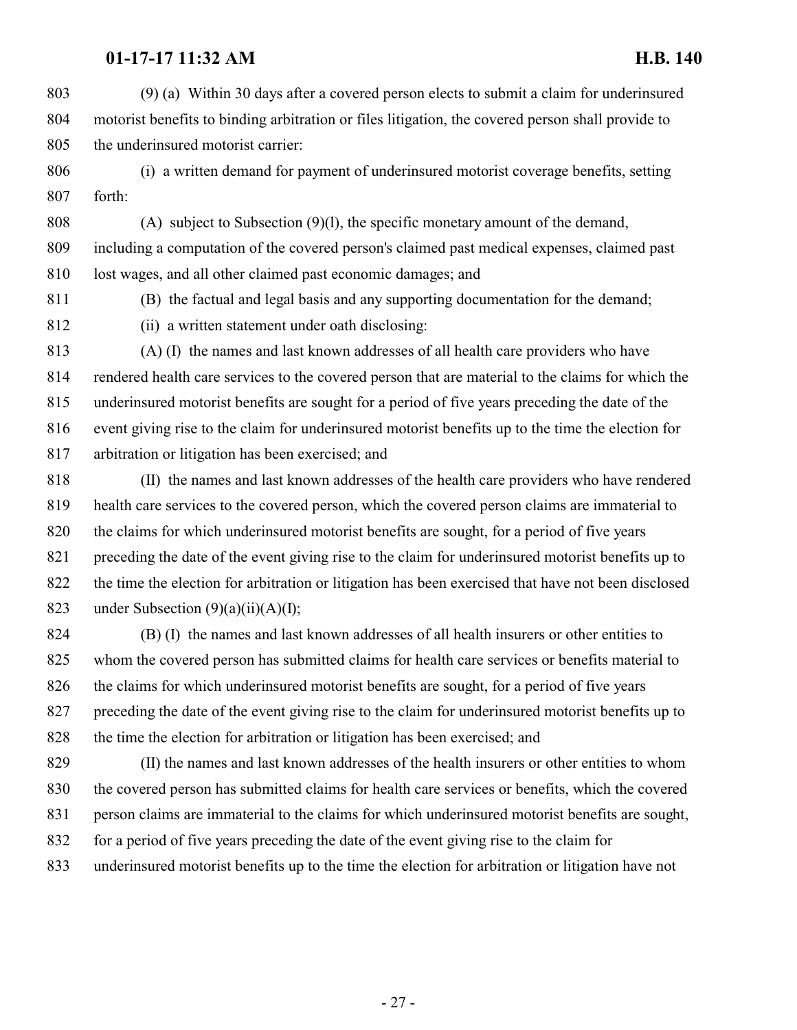(9) (a) Within 30 days after a covered person elects to submit a claim for underinsured motorist benefits to binding arbitration or files litigation, the covered person shall provide to the underinsured motorist carrier:

(i) a written demand for payment of underinsured motorist coverage benefits, setting forth:

(A) subject to Subsection (9)(l), the specific monetary amount of the demand, including a computation of the covered person's claimed past medical expenses, claimed past lost wages, and all other claimed past economic damages; and

(B) the factual and legal basis and any supporting documentation for the demand;

(ii) a written statement under oath disclosing:

(A) (I) the names and last known addresses of all health care providers who have rendered health care services to the covered person that are material to the claims for which the underinsured motorist benefits are sought for a period of five years preceding the date of the event giving rise to the claim for underinsured motorist benefits up to the time the election for arbitration or litigation has been exercised; and

(II) the names and last known addresses of the health care providers who have rendered health care services to the covered person, which the covered person claims are immaterial to the claims for which underinsured motorist benefits are sought, for a period of five years preceding the date of the event giving rise to the claim for underinsured motorist benefits up to the time the election for arbitration or litigation has been exercised that have not been disclosed under Subsection (9)(a)(ii)(A)(I);

(B) (I) the names and last known addresses of all health insurers or other entities to whom the covered person has submitted claims for health care services or benefits material to the claims for which underinsured motorist benefits are sought, for a period of five years preceding the date of the event giving rise to the claim for underinsured motorist benefits up to the time the election for arbitration or litigation has been exercised; and

(II) the names and last known addresses of the health insurers or other entities to whom the covered person has submitted claims for health care services or benefits, which the covered person claims are immaterial to the claims for which underinsured motorist benefits are sought, for a period of five years preceding the date of the event giving rise to the claim for underinsured motorist benefits up to the time the election for arbitration or litigation have not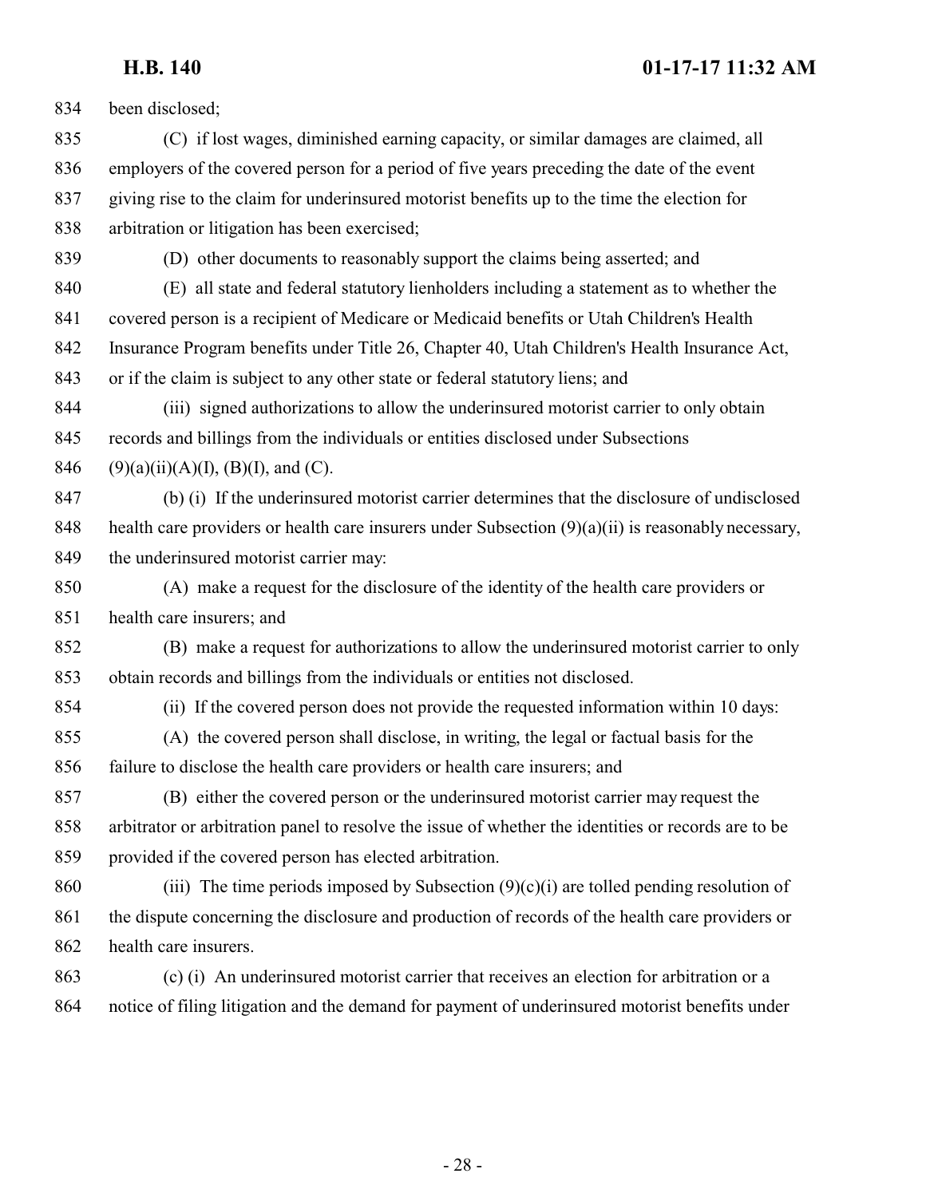been disclosed;

(C) if lost wages, diminished earning capacity, or similar damages are claimed, all employers of the covered person for a period of five years preceding the date of the event giving rise to the claim for underinsured motorist benefits up to the time the election for arbitration or litigation has been exercised;

(D) other documents to reasonably support the claims being asserted; and

(E) all state and federal statutory lienholders including a statement as to whether the covered person is a recipient of Medicare or Medicaid benefits or Utah Children's Health Insurance Program benefits under Title 26, Chapter 40, Utah Children's Health Insurance Act, or if the claim is subject to any other state or federal statutory liens; and

(iii) signed authorizations to allow the underinsured motorist carrier to only obtain records and billings from the individuals or entities disclosed under Subsections (9)(a)(ii)(A)(I), (B)(I), and (C).

(b) (i) If the underinsured motorist carrier determines that the disclosure of undisclosed health care providers or health care insurers under Subsection (9)(a)(ii) is reasonably necessary, the underinsured motorist carrier may:

(A) make a request for the disclosure of the identity of the health care providers or health care insurers; and

(B) make a request for authorizations to allow the underinsured motorist carrier to only obtain records and billings from the individuals or entities not disclosed.

(ii) If the covered person does not provide the requested information within 10 days:

(A) the covered person shall disclose, in writing, the legal or factual basis for the failure to disclose the health care providers or health care insurers; and

(B) either the covered person or the underinsured motorist carrier may request the arbitrator or arbitration panel to resolve the issue of whether the identities or records are to be provided if the covered person has elected arbitration.

(iii) The time periods imposed by Subsection (9)(c)(i) are tolled pending resolution of the dispute concerning the disclosure and production of records of the health care providers or health care insurers.

(c) (i) An underinsured motorist carrier that receives an election for arbitration or a notice of filing litigation and the demand for payment of underinsured motorist benefits under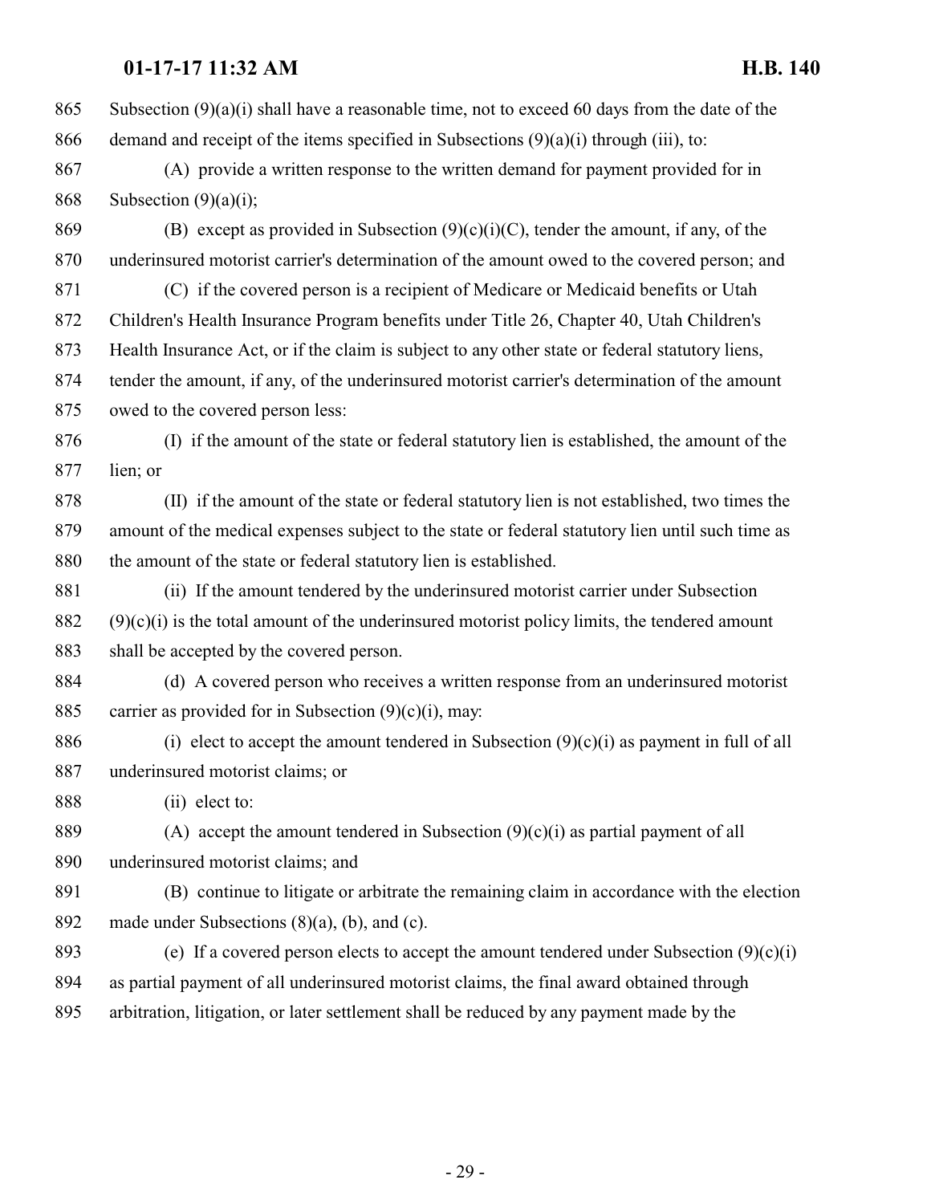Subsection (9)(a)(i) shall have a reasonable time, not to exceed 60 days from the date of the demand and receipt of the items specified in Subsections (9)(a)(i) through (iii), to:

(A) provide a written response to the written demand for payment provided for in Subsection (9)(a)(i);

(B) except as provided in Subsection (9)(c)(i)(C), tender the amount, if any, of the underinsured motorist carrier's determination of the amount owed to the covered person; and

(C) if the covered person is a recipient of Medicare or Medicaid benefits or Utah Children's Health Insurance Program benefits under Title 26, Chapter 40, Utah Children's Health Insurance Act, or if the claim is subject to any other state or federal statutory liens, tender the amount, if any, of the underinsured motorist carrier's determination of the amount owed to the covered person less:

(I) if the amount of the state or federal statutory lien is established, the amount of the lien; or

(II) if the amount of the state or federal statutory lien is not established, two times the amount of the medical expenses subject to the state or federal statutory lien until such time as the amount of the state or federal statutory lien is established.

(ii) If the amount tendered by the underinsured motorist carrier under Subsection (9)(c)(i) is the total amount of the underinsured motorist policy limits, the tendered amount shall be accepted by the covered person.

(d) A covered person who receives a written response from an underinsured motorist carrier as provided for in Subsection (9)(c)(i), may:

(i) elect to accept the amount tendered in Subsection (9)(c)(i) as payment in full of all underinsured motorist claims; or

(ii) elect to:

(A) accept the amount tendered in Subsection (9)(c)(i) as partial payment of all underinsured motorist claims; and

(B) continue to litigate or arbitrate the remaining claim in accordance with the election made under Subsections (8)(a), (b), and (c).

(e) If a covered person elects to accept the amount tendered under Subsection (9)(c)(i) as partial payment of all underinsured motorist claims, the final award obtained through arbitration, litigation, or later settlement shall be reduced by any payment made by the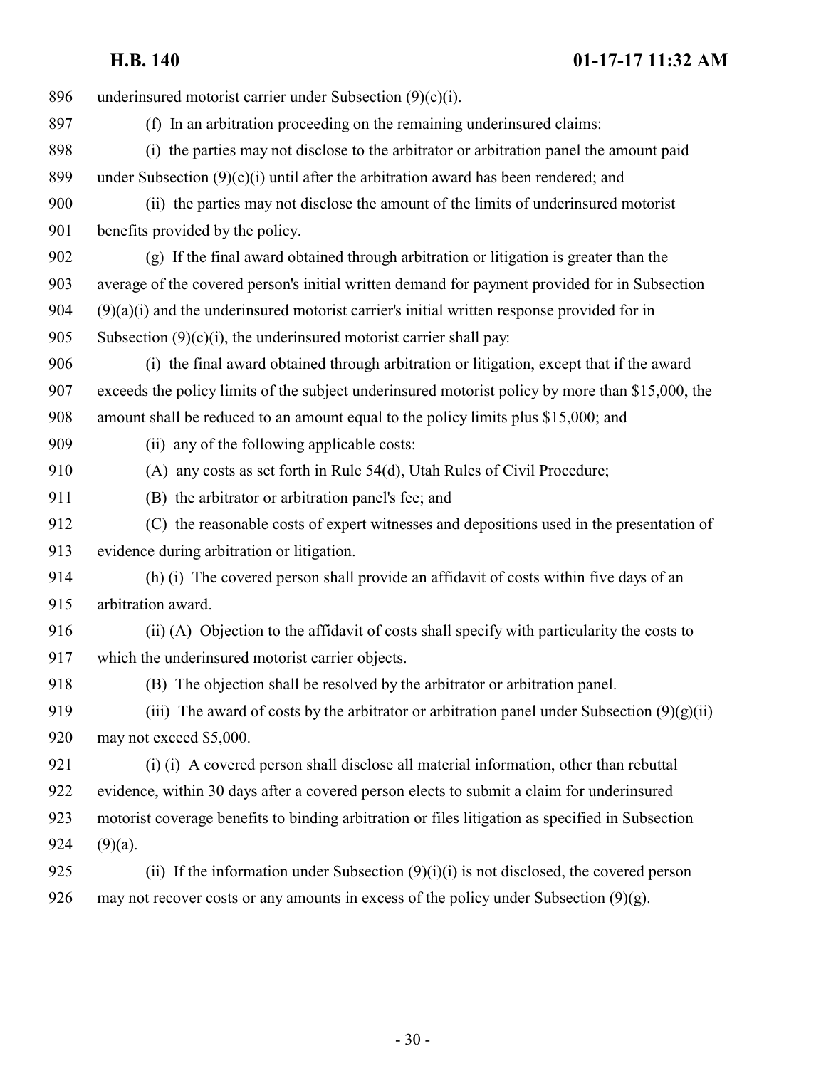underinsured motorist carrier under Subsection (9)(c)(i).

(f) In an arbitration proceeding on the remaining underinsured claims:

(i) the parties may not disclose to the arbitrator or arbitration panel the amount paid under Subsection (9)(c)(i) until after the arbitration award has been rendered; and

(ii) the parties may not disclose the amount of the limits of underinsured motorist benefits provided by the policy.

(g) If the final award obtained through arbitration or litigation is greater than the average of the covered person's initial written demand for payment provided for in Subsection (9)(a)(i) and the underinsured motorist carrier's initial written response provided for in Subsection (9)(c)(i), the underinsured motorist carrier shall pay:

(i) the final award obtained through arbitration or litigation, except that if the award exceeds the policy limits of the subject underinsured motorist policy by more than $15,000, the amount shall be reduced to an amount equal to the policy limits plus $15,000; and

(ii) any of the following applicable costs:

(A) any costs as set forth in Rule 54(d), Utah Rules of Civil Procedure;

(B) the arbitrator or arbitration panel's fee; and

(C) the reasonable costs of expert witnesses and depositions used in the presentation of evidence during arbitration or litigation.

(h) (i) The covered person shall provide an affidavit of costs within five days of an arbitration award.

(ii) (A) Objection to the affidavit of costs shall specify with particularity the costs to which the underinsured motorist carrier objects.

(B) The objection shall be resolved by the arbitrator or arbitration panel.

(iii) The award of costs by the arbitrator or arbitration panel under Subsection (9)(g)(ii) may not exceed $5,000.

(i) (i) A covered person shall disclose all material information, other than rebuttal evidence, within 30 days after a covered person elects to submit a claim for underinsured motorist coverage benefits to binding arbitration or files litigation as specified in Subsection (9)(a).

(ii) If the information under Subsection (9)(i)(i) is not disclosed, the covered person may not recover costs or any amounts in excess of the policy under Subsection (9)(g).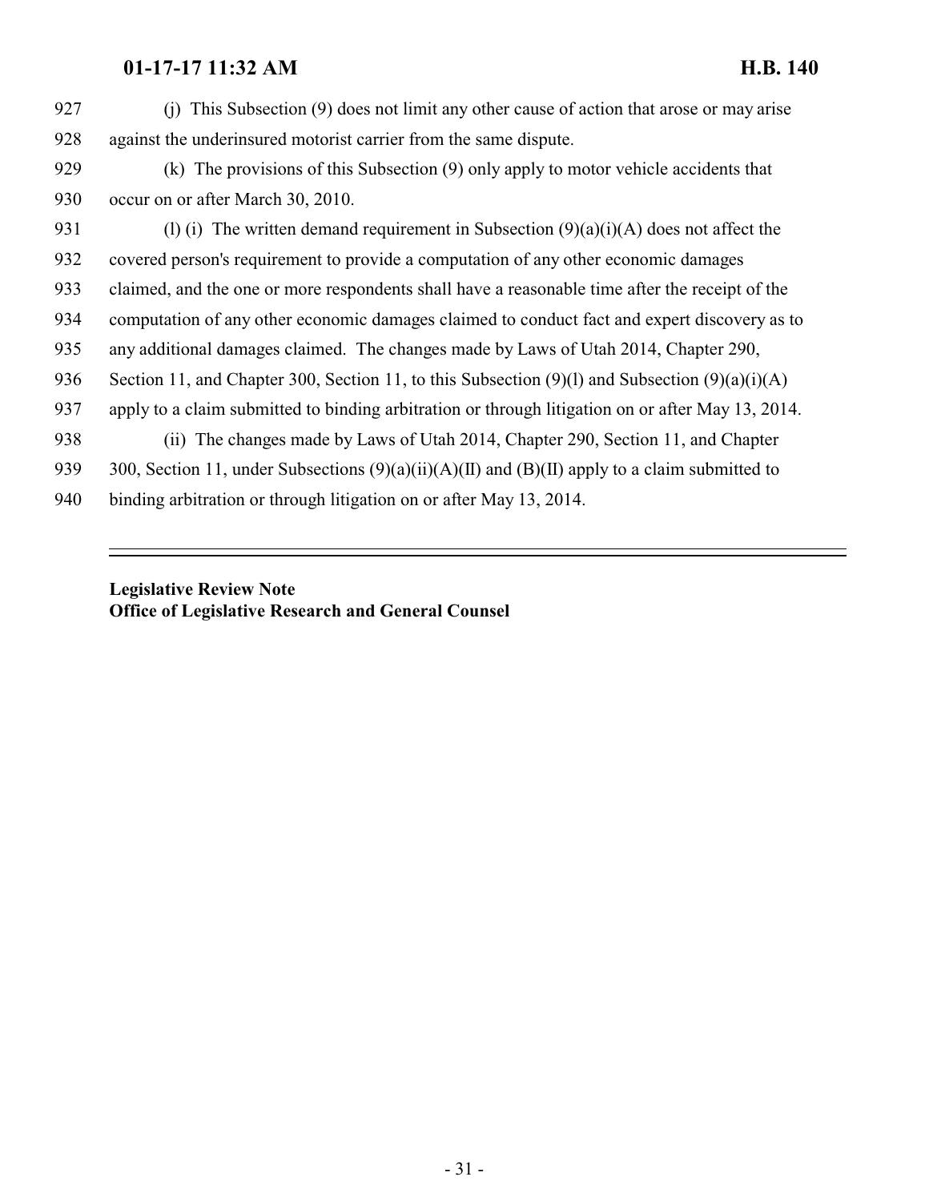(j) This Subsection (9) does not limit any other cause of action that arose or may arise against the underinsured motorist carrier from the same dispute.

(k) The provisions of this Subsection (9) only apply to motor vehicle accidents that occur on or after March 30, 2010.

(l) (i) The written demand requirement in Subsection (9)(a)(i)(A) does not affect the covered person's requirement to provide a computation of any other economic damages claimed, and the one or more respondents shall have a reasonable time after the receipt of the computation of any other economic damages claimed to conduct fact and expert discovery as to any additional damages claimed. The changes made by Laws of Utah 2014, Chapter 290, Section 11, and Chapter 300, Section 11, to this Subsection (9)(l) and Subsection (9)(a)(i)(A) apply to a claim submitted to binding arbitration or through litigation on or after May 13, 2014.

(ii) The changes made by Laws of Utah 2014, Chapter 290, Section 11, and Chapter 300, Section 11, under Subsections (9)(a)(ii)(A)(II) and (B)(II) apply to a claim submitted to binding arbitration or through litigation on or after May 13, 2014.

---

**Legislative Review Note**
**Office of Legislative Research and General Counsel**